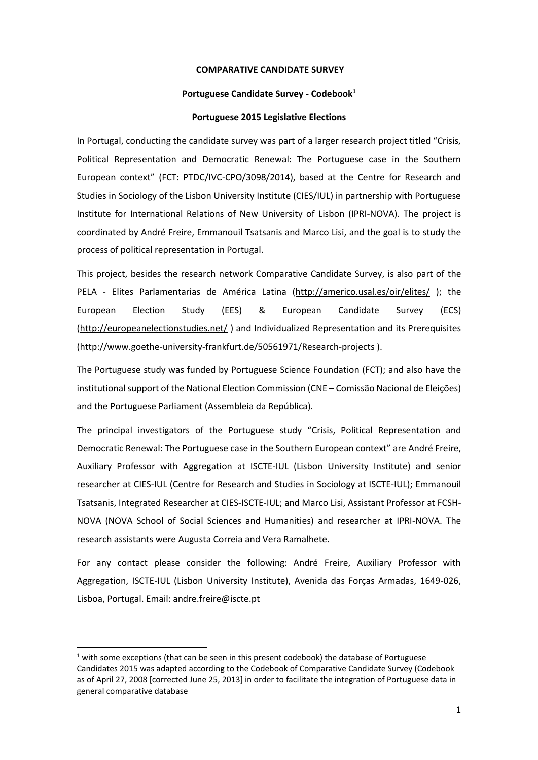# COMPARATIVE CANDIDATE SURVEY

## Portuguese Candidate Survey - Codebook[1]

## Portuguese 2015 Legislative Elections

In Portugal, conducting the candidate survey was part of a larger research project titled "Crisis, Political Representation and Democratic Renewal: The Portuguese case in the Southern European context" (FCT: PTDC/IVC-CPO/3098/2014), based at the Centre for Research and Studies in Sociology of the Lisbon University Institute (CIES/IUL) in partnership with Portuguese Institute for International Relations of New University of Lisbon (IPRI-NOVA). The project is coordinated by André Freire, Emmanouil Tsatsanis and Marco Lisi, and the goal is to study the process of political representation in Portugal.

This project, besides the research network Comparative Candidate Survey, is also part of the PELA - Elites Parlamentarias de América Latina (http://americo.usal.es/oir/elites/ ); the European Election Study (EES) & European Candidate Survey (ECS) (http://europeanelectionstudies.net/ ) and Individualized Representation and its Prerequisites (http://www.goethe-university-frankfurt.de/50561971/Research-projects ).

The Portuguese study was funded by Portuguese Science Foundation (FCT); and also have the institutional support of the National Election Commission (CNE – Comissão Nacional de Eleições) and the Portuguese Parliament (Assembleia da República).

The principal investigators of the Portuguese study "Crisis, Political Representation and Democratic Renewal: The Portuguese case in the Southern European context" are André Freire, Auxiliary Professor with Aggregation at ISCTE-IUL (Lisbon University Institute) and senior researcher at CIES-IUL (Centre for Research and Studies in Sociology at ISCTE-IUL); Emmanouil Tsatsanis, Integrated Researcher at CIES-ISCTE-IUL; and Marco Lisi, Assistant Professor at FCSH-NOVA (NOVA School of Social Sciences and Humanities) and researcher at IPRI-NOVA. The research assistants were Augusta Correia and Vera Ramalhete.

For any contact please consider the following: André Freire, Auxiliary Professor with Aggregation, ISCTE-IUL (Lisbon University Institute), Avenida das Forças Armadas, 1649-026, Lisboa, Portugal. Email: andre.freire@iscte.pt

---

[1] with some exceptions (that can be seen in this present codebook) the database of Portuguese Candidates 2015 was adapted according to the Codebook of Comparative Candidate Survey (Codebook as of April 27, 2008 [corrected June 25, 2013] in order to facilitate the integration of Portuguese data in general comparative database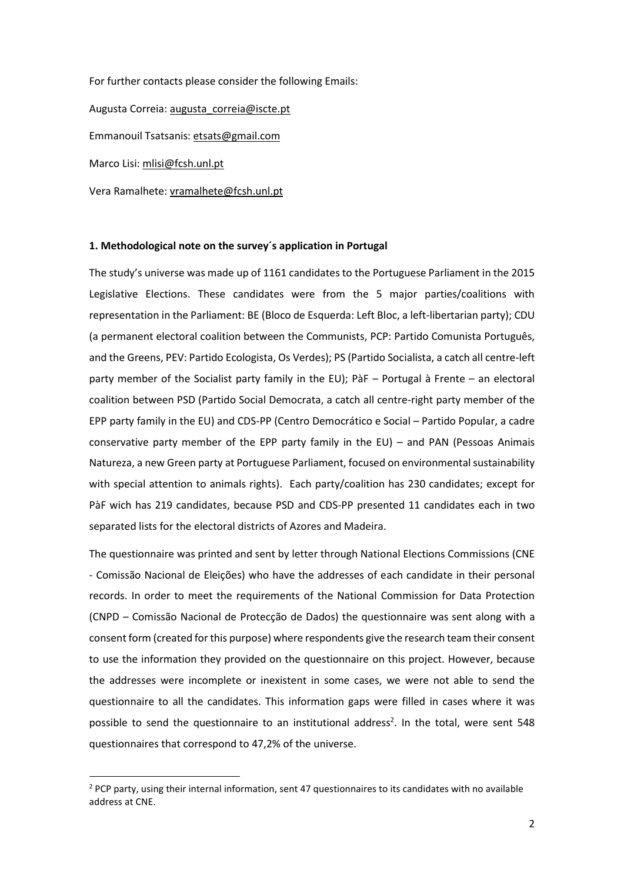For further contacts please consider the following Emails:

Augusta Correia: augusta_correia@iscte.pt

Emmanouil Tsatsanis: etsats@gmail.com

Marco Lisi: mlisi@fcsh.unl.pt

Vera Ramalhete: vramalhete@fcsh.unl.pt

## 1. Methodological note on the survey´s application in Portugal

The study's universe was made up of 1161 candidates to the Portuguese Parliament in the 2015 Legislative Elections. These candidates were from the 5 major parties/coalitions with representation in the Parliament: BE (Bloco de Esquerda: Left Bloc, a left-libertarian party); CDU (a permanent electoral coalition between the Communists, PCP: Partido Comunista Português, and the Greens, PEV: Partido Ecologista, Os Verdes); PS (Partido Socialista, a catch all centre-left party member of the Socialist party family in the EU); PàF – Portugal à Frente – an electoral coalition between PSD (Partido Social Democrata, a catch all centre-right party member of the EPP party family in the EU) and CDS-PP (Centro Democrático e Social – Partido Popular, a cadre conservative party member of the EPP party family in the EU) – and PAN (Pessoas Animais Natureza, a new Green party at Portuguese Parliament, focused on environmental sustainability with special attention to animals rights). Each party/coalition has 230 candidates; except for PàF wich has 219 candidates, because PSD and CDS-PP presented 11 candidates each in two separated lists for the electoral districts of Azores and Madeira.

The questionnaire was printed and sent by letter through National Elections Commissions (CNE - Comissão Nacional de Eleições) who have the addresses of each candidate in their personal records. In order to meet the requirements of the National Commission for Data Protection (CNPD – Comissão Nacional de Protecção de Dados) the questionnaire was sent along with a consent form (created for this purpose) where respondents give the research team their consent to use the information they provided on the questionnaire on this project. However, because the addresses were incomplete or inexistent in some cases, we were not able to send the questionnaire to all the candidates. This information gaps were filled in cases where it was possible to send the questionnaire to an institutional address[2]. In the total, were sent 548 questionnaires that correspond to 47,2% of the universe.

[2] PCP party, using their internal information, sent 47 questionnaires to its candidates with no available address at CNE.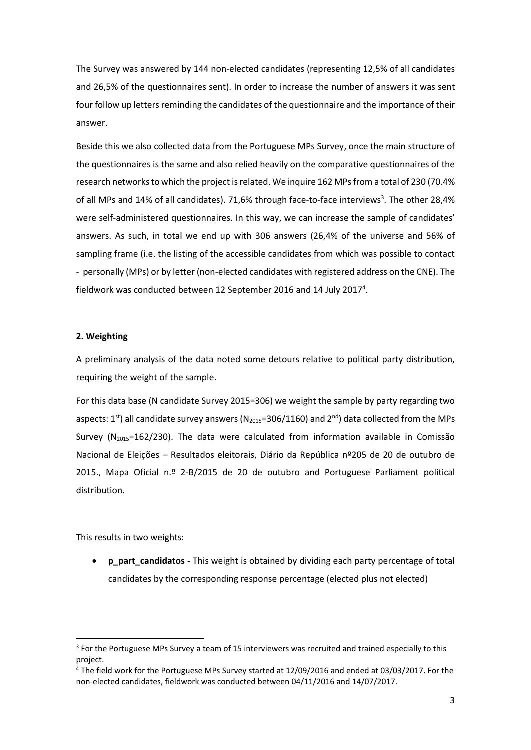The Survey was answered by 144 non-elected candidates (representing 12,5% of all candidates and 26,5% of the questionnaires sent). In order to increase the number of answers it was sent four follow up letters reminding the candidates of the questionnaire and the importance of their answer.

Beside this we also collected data from the Portuguese MPs Survey, once the main structure of the questionnaires is the same and also relied heavily on the comparative questionnaires of the research networks to which the project is related. We inquire 162 MPs from a total of 230 (70.4% of all MPs and 14% of all candidates). 71,6% through face-to-face interviews[3]. The other 28,4% were self-administered questionnaires. In this way, we can increase the sample of candidates' answers. As such, in total we end up with 306 answers (26,4% of the universe and 56% of sampling frame (i.e. the listing of the accessible candidates from which was possible to contact - personally (MPs) or by letter (non-elected candidates with registered address on the CNE). The fieldwork was conducted between 12 September 2016 and 14 July 2017[4].

## 2. Weighting

A preliminary analysis of the data noted some detours relative to political party distribution, requiring the weight of the sample.

For this data base (N candidate Survey 2015=306) we weight the sample by party regarding two aspects: 1[st]) all candidate survey answers ($N_{2015}$=306/1160) and 2[nd]) data collected from the MPs Survey ($N_{2015}$=162/230). The data were calculated from information available in Comissão Nacional de Eleições – Resultados eleitorais, Diário da República nº205 de 20 de outubro de 2015., Mapa Oficial n.º 2-B/2015 de 20 de outubro and Portuguese Parliament political distribution.

This results in two weights:

- **p_part_candidatos -** This weight is obtained by dividing each party percentage of total candidates by the corresponding response percentage (elected plus not elected)

---

[3] For the Portuguese MPs Survey a team of 15 interviewers was recruited and trained especially to this project.

[4] The field work for the Portuguese MPs Survey started at 12/09/2016 and ended at 03/03/2017. For the non-elected candidates, fieldwork was conducted between 04/11/2016 and 14/07/2017.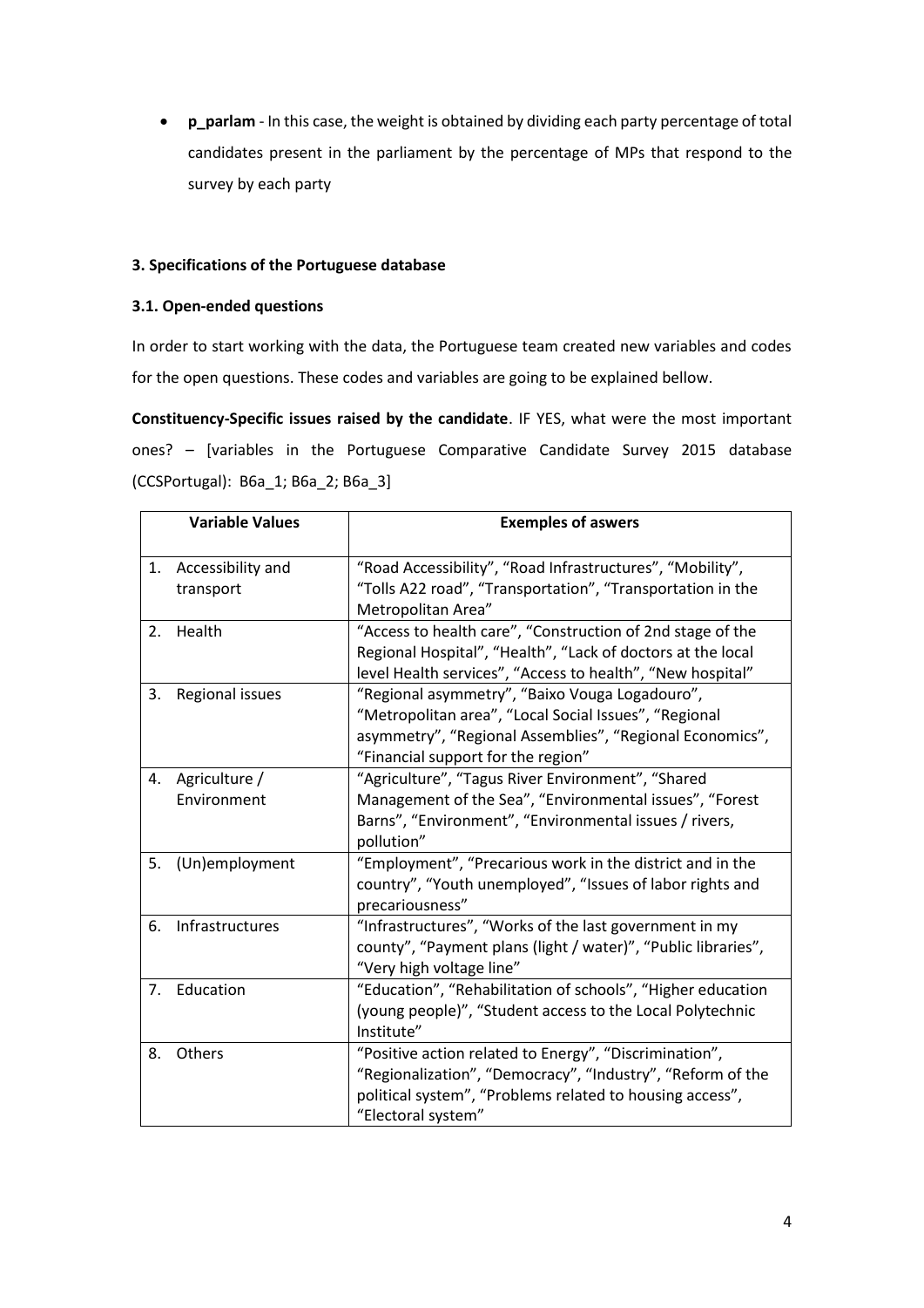- **p_parlam** - In this case, the weight is obtained by dividing each party percentage of total candidates present in the parliament by the percentage of MPs that respond to the survey by each party

### 3. Specifications of the Portuguese database

#### 3.1. Open-ended questions

In order to start working with the data, the Portuguese team created new variables and codes for the open questions. These codes and variables are going to be explained bellow.

**Constituency-Specific issues raised by the candidate**. IF YES, what were the most important ones? – [variables in the Portuguese Comparative Candidate Survey 2015 database (CCSPortugal): B6a_1; B6a_2; B6a_3]

| Variable Values | Exemples of aswers |
|---|---|
| 1. Accessibility and transport | "Road Accessibility", "Road Infrastructures", "Mobility", "Tolls A22 road", "Transportation", "Transportation in the Metropolitan Area" |
| 2. Health | "Access to health care", "Construction of 2nd stage of the Regional Hospital", "Health", "Lack of doctors at the local level Health services", "Access to health", "New hospital" |
| 3. Regional issues | "Regional asymmetry", "Baixo Vouga Logadouro", "Metropolitan area", "Local Social Issues", "Regional asymmetry", "Regional Assemblies", "Regional Economics", "Financial support for the region" |
| 4. Agriculture / Environment | "Agriculture", "Tagus River Environment", "Shared Management of the Sea", "Environmental issues", "Forest Barns", "Environment", "Environmental issues / rivers, pollution" |
| 5. (Un)employment | "Employment", "Precarious work in the district and in the country", "Youth unemployed", "Issues of labor rights and precariousness" |
| 6. Infrastructures | "Infrastructures", "Works of the last government in my county", "Payment plans (light / water)", "Public libraries", "Very high voltage line" |
| 7. Education | "Education", "Rehabilitation of schools", "Higher education (young people)", "Student access to the Local Polytechnic Institute" |
| 8. Others | "Positive action related to Energy", "Discrimination", "Regionalization", "Democracy", "Industry", "Reform of the political system", "Problems related to housing access", "Electoral system" |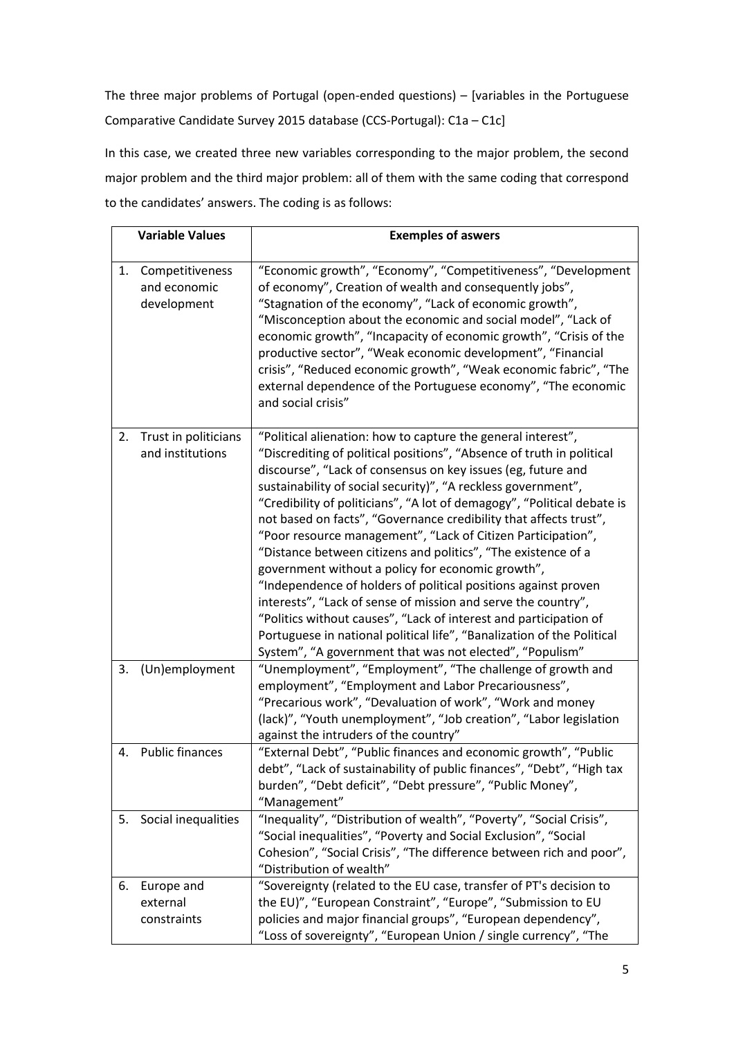The three major problems of Portugal (open-ended questions) – [variables in the Portuguese Comparative Candidate Survey 2015 database (CCS-Portugal): C1a – C1c]

In this case, we created three new variables corresponding to the major problem, the second major problem and the third major problem: all of them with the same coding that correspond to the candidates' answers. The coding is as follows:

| Variable Values | Exemples of aswers |
|---|---|
| 1. Competitiveness and economic development | "Economic growth", "Economy", "Competitiveness", "Development of economy", Creation of wealth and consequently jobs", "Stagnation of the economy", "Lack of economic growth", "Misconception about the economic and social model", "Lack of economic growth", "Incapacity of economic growth", "Crisis of the productive sector", "Weak economic development", "Financial crisis", "Reduced economic growth", "Weak economic fabric", "The external dependence of the Portuguese economy", "The economic and social crisis" |
| 2. Trust in politicians and institutions | "Political alienation: how to capture the general interest", "Discrediting of political positions", "Absence of truth in political discourse", "Lack of consensus on key issues (eg, future and sustainability of social security)", "A reckless government", "Credibility of politicians", "A lot of demagogy", "Political debate is not based on facts", "Governance credibility that affects trust", "Poor resource management", "Lack of Citizen Participation", "Distance between citizens and politics", "The existence of a government without a policy for economic growth", "Independence of holders of political positions against proven interests", "Lack of sense of mission and serve the country", "Politics without causes", "Lack of interest and participation of Portuguese in national political life", "Banalization of the Political System", "A government that was not elected", "Populism" |
| 3. (Un)employment | "Unemployment", "Employment", "The challenge of growth and employment", "Employment and Labor Precariousness", "Precarious work", "Devaluation of work", "Work and money (lack)", "Youth unemployment", "Job creation", "Labor legislation against the intruders of the country" |
| 4. Public finances | "External Debt", "Public finances and economic growth", "Public debt", "Lack of sustainability of public finances", "Debt", "High tax burden", "Debt deficit", "Debt pressure", "Public Money", "Management" |
| 5. Social inequalities | "Inequality", "Distribution of wealth", "Poverty", "Social Crisis", "Social inequalities", "Poverty and Social Exclusion", "Social Cohesion", "Social Crisis", "The difference between rich and poor", "Distribution of wealth" |
| 6. Europe and external constraints | "Sovereignty (related to the EU case, transfer of PT's decision to the EU)", "European Constraint", "Europe", "Submission to EU policies and major financial groups", "European dependency", "Loss of sovereignty", "European Union / single currency", "The |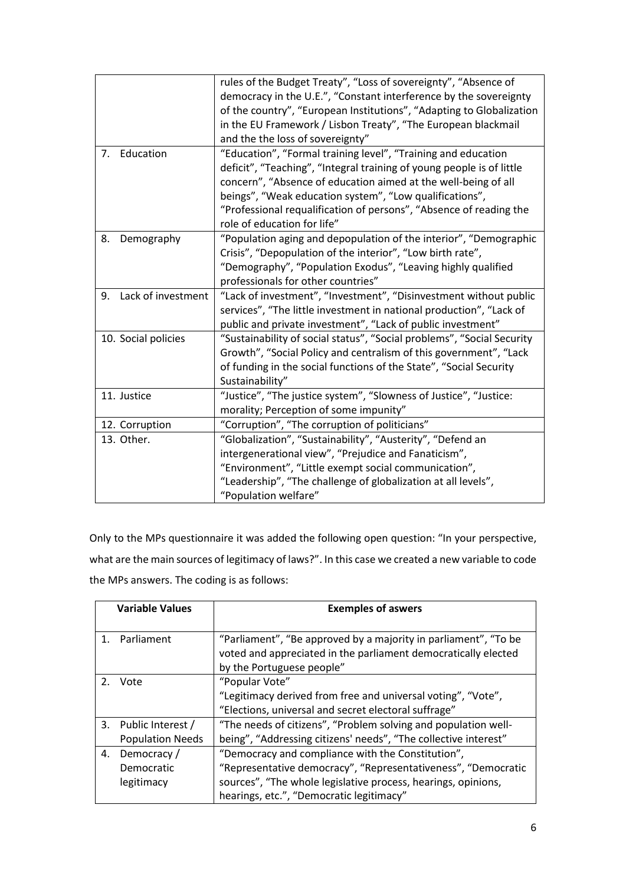|  |  |
|---|---|
|  | rules of the Budget Treaty", "Loss of sovereignty", "Absence of democracy in the U.E.", "Constant interference by the sovereignty of the country", "European Institutions", "Adapting to Globalization in the EU Framework / Lisbon Treaty", "The European blackmail and the the loss of sovereignty" |
| 7. Education | "Education", "Formal training level", "Training and education deficit", "Teaching", "Integral training of young people is of little concern", "Absence of education aimed at the well-being of all beings", "Weak education system", "Low qualifications", "Professional requalification of persons", "Absence of reading the role of education for life" |
| 8. Demography | "Population aging and depopulation of the interior", "Demographic Crisis", "Depopulation of the interior", "Low birth rate", "Demography", "Population Exodus", "Leaving highly qualified professionals for other countries" |
| 9. Lack of investment | "Lack of investment", "Investment", "Disinvestment without public services", "The little investment in national production", "Lack of public and private investment", "Lack of public investment" |
| 10. Social policies | "Sustainability of social status", "Social problems", "Social Security Growth", "Social Policy and centralism of this government", "Lack of funding in the social functions of the State", "Social Security Sustainability" |
| 11. Justice | "Justice", "The justice system", "Slowness of Justice", "Justice: morality; Perception of some impunity" |
| 12. Corruption | "Corruption", "The corruption of politicians" |
| 13. Other. | "Globalization", "Sustainability", "Austerity", "Defend an intergenerational view", "Prejudice and Fanaticism", "Environment", "Little exempt social communication", "Leadership", "The challenge of globalization at all levels", "Population welfare" |

Only to the MPs questionnaire it was added the following open question: "In your perspective, what are the main sources of legitimacy of laws?". In this case we created a new variable to code the MPs answers. The coding is as follows:

| Variable Values | Exemples of aswers |
|---|---|
| 1. Parliament | "Parliament", "Be approved by a majority in parliament", "To be voted and appreciated in the parliament democratically elected by the Portuguese people" |
| 2. Vote | "Popular Vote"<br>"Legitimacy derived from free and universal voting", "Vote", "Elections, universal and secret electoral suffrage" |
| 3. Public Interest / Population Needs | "The needs of citizens", "Problem solving and population well-being", "Addressing citizens' needs", "The collective interest" |
| 4. Democracy / Democratic legitimacy | "Democracy and compliance with the Constitution", "Representative democracy", "Representativeness", "Democratic sources", "The whole legislative process, hearings, opinions, hearings, etc.", "Democratic legitimacy" |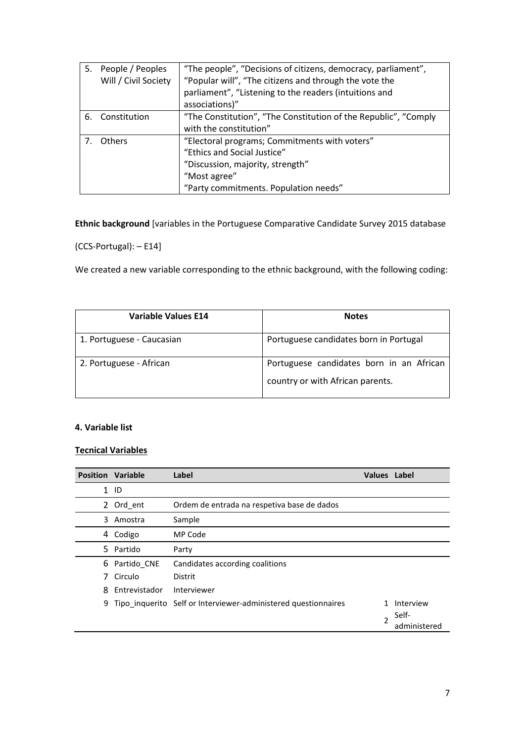| 5. People / Peoples Will / Civil Society | "The people", "Decisions of citizens, democracy, parliament", "Popular will", "The citizens and through the vote the parliament", "Listening to the readers (intuitions and associations)" |
|---|---|
| 6. Constitution | "The Constitution", "The Constitution of the Republic", "Comply with the constitution" |
| 7. Others | "Electoral programs; Commitments with voters"<br>"Ethics and Social Justice"<br>"Discussion, majority, strength"<br>"Most agree"<br>"Party commitments. Population needs" |

**Ethnic background** [variables in the Portuguese Comparative Candidate Survey 2015 database (CCS-Portugal): – E14]

We created a new variable corresponding to the ethnic background, with the following coding:

| Variable Values E14 | Notes |
|---|---|
| 1. Portuguese - Caucasian | Portuguese candidates born in Portugal |
| 2. Portuguese - African | Portuguese candidates born in an African country or with African parents. |

#### 4. Variable list

**Tecnical Variables**

| Position | Variable | Label | Values | Label |
|---|---|---|---|---|
| 1 | ID | | | |
| 2 | Ord_ent | Ordem de entrada na respetiva base de dados | | |
| 3 | Amostra | Sample | | |
| 4 | Codigo | MP Code | | |
| 5 | Partido | Party | | |
| 6 | Partido_CNE | Candidates according coalitions | | |
| 7 | Circulo | Distrit | | |
| 8 | Entrevistador | Interviewer | | |
| 9 | Tipo_inquerito | Self or Interviewer-administered questionnaires | 1 | Interview |
| | | | 2 | Self-administered |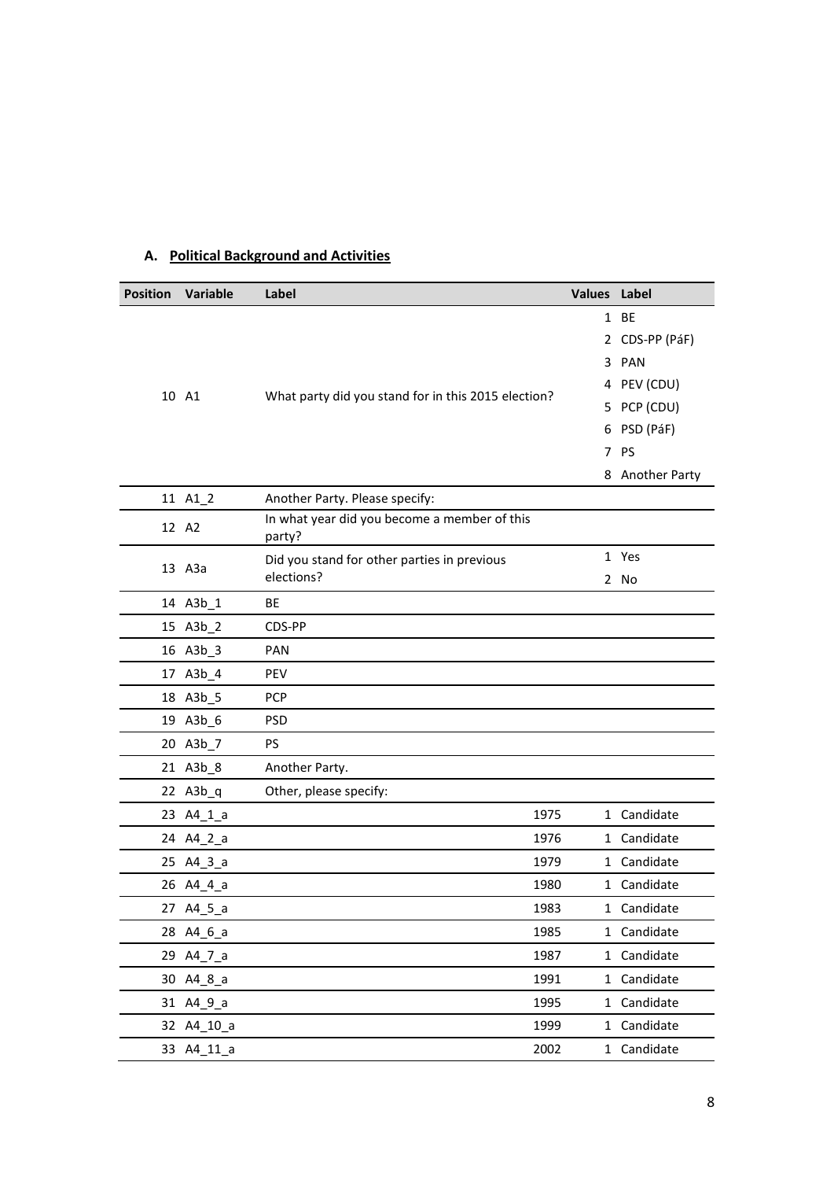## A. Political Background and Activities

| Position | Variable | Label | Values | Label |
|---|---|---|---|---|
| 10 | A1 | What party did you stand for in this 2015 election? | 1 | BE |
| | | | 2 | CDS-PP (PáF) |
| | | | 3 | PAN |
| | | | 4 | PEV (CDU) |
| | | | 5 | PCP (CDU) |
| | | | 6 | PSD (PáF) |
| | | | 7 | PS |
| | | | 8 | Another Party |
| 11 | A1_2 | Another Party. Please specify: | | |
| 12 | A2 | In what year did you become a member of this party? | | |
| 13 | A3a | Did you stand for other parties in previous elections? | 1 | Yes |
| | | | 2 | No |
| 14 | A3b_1 | BE | | |
| 15 | A3b_2 | CDS-PP | | |
| 16 | A3b_3 | PAN | | |
| 17 | A3b_4 | PEV | | |
| 18 | A3b_5 | PCP | | |
| 19 | A3b_6 | PSD | | |
| 20 | A3b_7 | PS | | |
| 21 | A3b_8 | Another Party. | | |
| 22 | A3b_q | Other, please specify: | | |
| 23 | A4_1_a | 1975 | 1 | Candidate |
| 24 | A4_2_a | 1976 | 1 | Candidate |
| 25 | A4_3_a | 1979 | 1 | Candidate |
| 26 | A4_4_a | 1980 | 1 | Candidate |
| 27 | A4_5_a | 1983 | 1 | Candidate |
| 28 | A4_6_a | 1985 | 1 | Candidate |
| 29 | A4_7_a | 1987 | 1 | Candidate |
| 30 | A4_8_a | 1991 | 1 | Candidate |
| 31 | A4_9_a | 1995 | 1 | Candidate |
| 32 | A4_10_a | 1999 | 1 | Candidate |
| 33 | A4_11_a | 2002 | 1 | Candidate |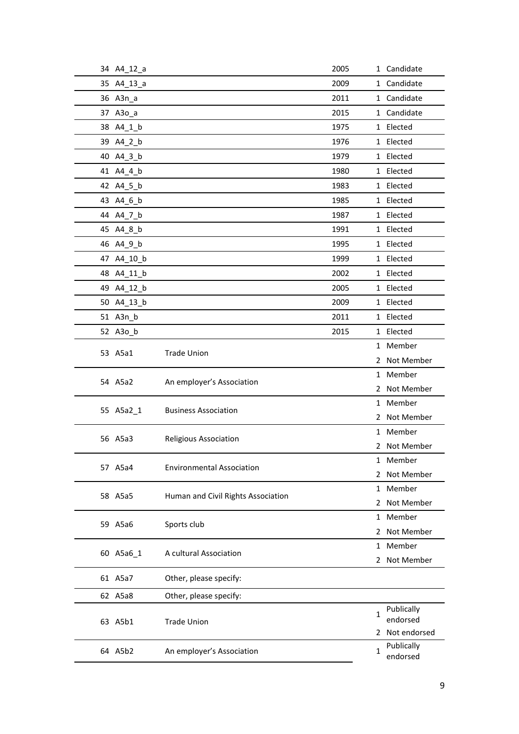| | | | | |
|---|---|---|---|---|
| 34 | A4_12_a | | 2005 | 1 Candidate |
| 35 | A4_13_a | | 2009 | 1 Candidate |
| 36 | A3n_a | | 2011 | 1 Candidate |
| 37 | A3o_a | | 2015 | 1 Candidate |
| 38 | A4_1_b | | 1975 | 1 Elected |
| 39 | A4_2_b | | 1976 | 1 Elected |
| 40 | A4_3_b | | 1979 | 1 Elected |
| 41 | A4_4_b | | 1980 | 1 Elected |
| 42 | A4_5_b | | 1983 | 1 Elected |
| 43 | A4_6_b | | 1985 | 1 Elected |
| 44 | A4_7_b | | 1987 | 1 Elected |
| 45 | A4_8_b | | 1991 | 1 Elected |
| 46 | A4_9_b | | 1995 | 1 Elected |
| 47 | A4_10_b | | 1999 | 1 Elected |
| 48 | A4_11_b | | 2002 | 1 Elected |
| 49 | A4_12_b | | 2005 | 1 Elected |
| 50 | A4_13_b | | 2009 | 1 Elected |
| 51 | A3n_b | | 2011 | 1 Elected |
| 52 | A3o_b | | 2015 | 1 Elected |
| 53 | A5a1 | Trade Union | | 1 Member<br>2 Not Member |
| 54 | A5a2 | An employer's Association | | 1 Member<br>2 Not Member |
| 55 | A5a2_1 | Business Association | | 1 Member<br>2 Not Member |
| 56 | A5a3 | Religious Association | | 1 Member<br>2 Not Member |
| 57 | A5a4 | Environmental Association | | 1 Member<br>2 Not Member |
| 58 | A5a5 | Human and Civil Rights Association | | 1 Member<br>2 Not Member |
| 59 | A5a6 | Sports club | | 1 Member<br>2 Not Member |
| 60 | A5a6_1 | A cultural Association | | 1 Member<br>2 Not Member |
| 61 | A5a7 | Other, please specify: | | |
| 62 | A5a8 | Other, please specify: | | |
| 63 | A5b1 | Trade Union | | 1 Publically endorsed<br>2 Not endorsed |
| 64 | A5b2 | An employer's Association | | 1 Publically endorsed |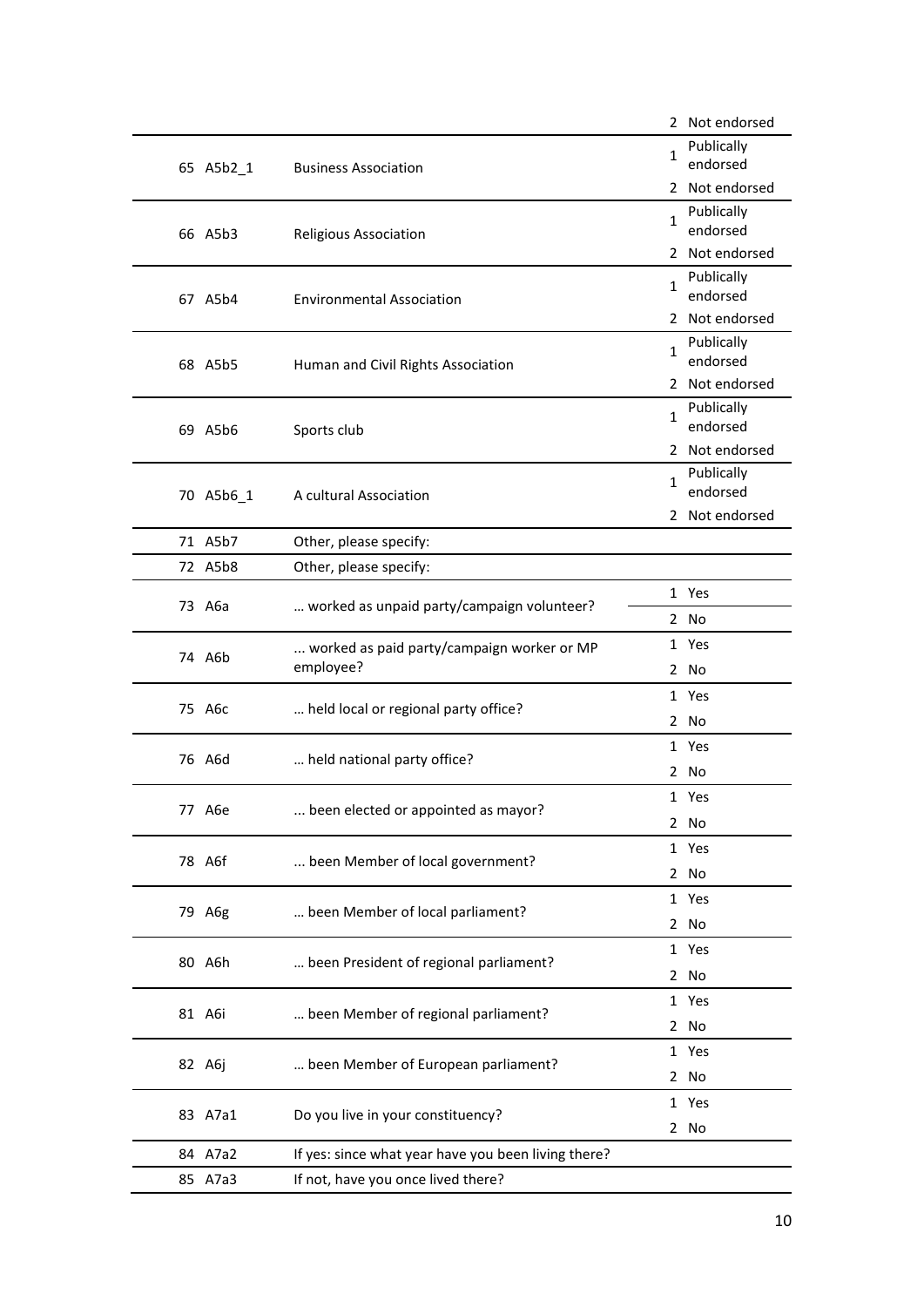| | | | |
|---|---|---|---|
| | | | 2 Not endorsed |
| 65 | A5b2_1 | Business Association | 1 Publically endorsed |
| | | | 2 Not endorsed |
| 66 | A5b3 | Religious Association | 1 Publically endorsed |
| | | | 2 Not endorsed |
| 67 | A5b4 | Environmental Association | 1 Publically endorsed |
| | | | 2 Not endorsed |
| 68 | A5b5 | Human and Civil Rights Association | 1 Publically endorsed |
| | | | 2 Not endorsed |
| 69 | A5b6 | Sports club | 1 Publically endorsed |
| | | | 2 Not endorsed |
| 70 | A5b6_1 | A cultural Association | 1 Publically endorsed |
| | | | 2 Not endorsed |
| 71 | A5b7 | Other, please specify: | |
| 72 | A5b8 | Other, please specify: | |
| 73 | A6a | … worked as unpaid party/campaign volunteer? | 1 Yes |
| | | | 2 No |
| 74 | A6b | ... worked as paid party/campaign worker or MP employee? | 1 Yes |
| | | | 2 No |
| 75 | A6c | … held local or regional party office? | 1 Yes |
| | | | 2 No |
| 76 | A6d | … held national party office? | 1 Yes |
| | | | 2 No |
| 77 | A6e | ... been elected or appointed as mayor? | 1 Yes |
| | | | 2 No |
| 78 | A6f | ... been Member of local government? | 1 Yes |
| | | | 2 No |
| 79 | A6g | … been Member of local parliament? | 1 Yes |
| | | | 2 No |
| 80 | A6h | … been President of regional parliament? | 1 Yes |
| | | | 2 No |
| 81 | A6i | … been Member of regional parliament? | 1 Yes |
| | | | 2 No |
| 82 | A6j | … been Member of European parliament? | 1 Yes |
| | | | 2 No |
| 83 | A7a1 | Do you live in your constituency? | 1 Yes |
| | | | 2 No |
| 84 | A7a2 | If yes: since what year have you been living there? | |
| 85 | A7a3 | If not, have you once lived there? | |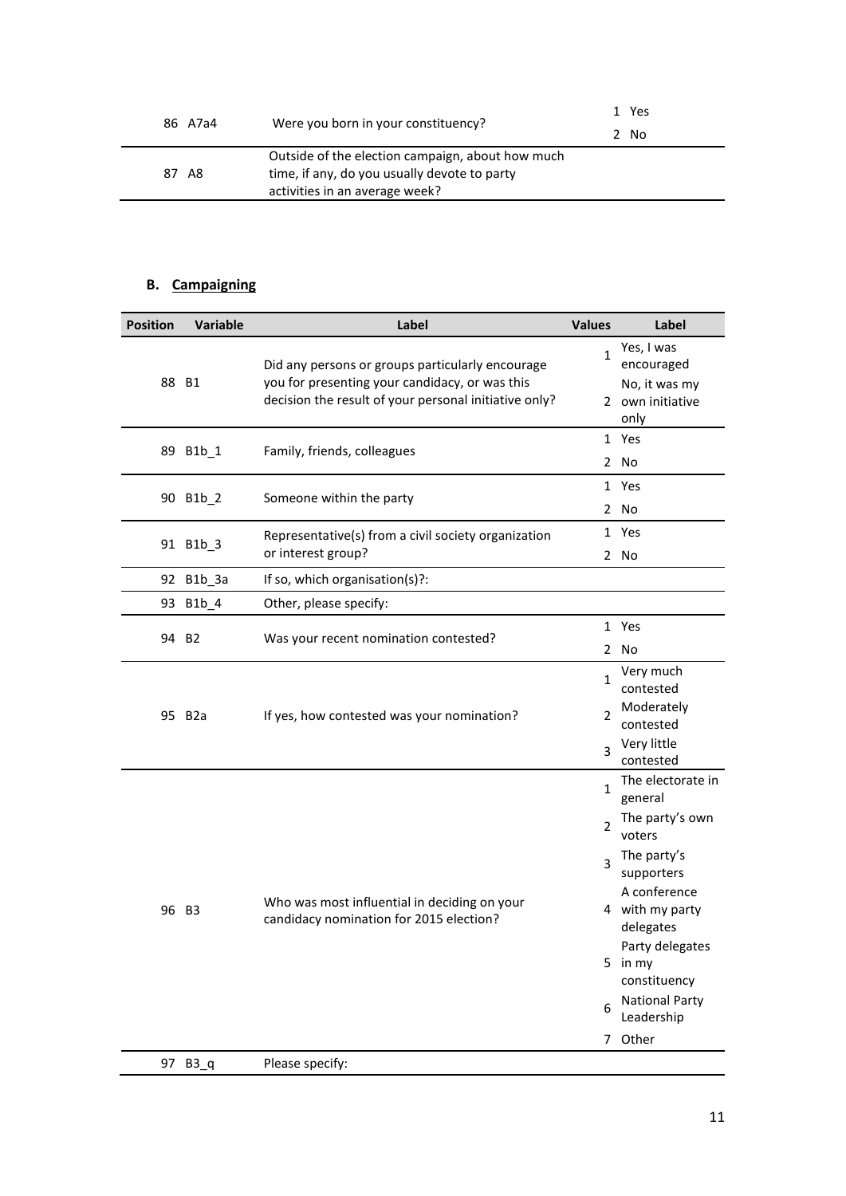| Position | Variable | Label | Values | Label |
|---|---|---|---|---|
| 86 | A7a4 | Were you born in your constituency? | 1 | Yes |
| | | | 2 | No |
| 87 | A8 | Outside of the election campaign, about how much time, if any, do you usually devote to party activities in an average week? | | |

## B. Campaigning

| Position | Variable | Label | Values | Label |
|---|---|---|---|---|
| 88 | B1 | Did any persons or groups particularly encourage you for presenting your candidacy, or was this decision the result of your personal initiative only? | 1 | Yes, I was encouraged |
| | | | 2 | No, it was my own initiative only |
| 89 | B1b_1 | Family, friends, colleagues | 1 | Yes |
| | | | 2 | No |
| 90 | B1b_2 | Someone within the party | 1 | Yes |
| | | | 2 | No |
| 91 | B1b_3 | Representative(s) from a civil society organization or interest group? | 1 | Yes |
| | | | 2 | No |
| 92 | B1b_3a | If so, which organisation(s)?: | | |
| 93 | B1b_4 | Other, please specify: | | |
| 94 | B2 | Was your recent nomination contested? | 1 | Yes |
| | | | 2 | No |
| 95 | B2a | If yes, how contested was your nomination? | 1 | Very much contested |
| | | | 2 | Moderately contested |
| | | | 3 | Very little contested |
| 96 | B3 | Who was most influential in deciding on your candidacy nomination for 2015 election? | 1 | The electorate in general |
| | | | 2 | The party's own voters |
| | | | 3 | The party's supporters |
| | | | 4 | A conference with my party delegates |
| | | | 5 | Party delegates in my constituency |
| | | | 6 | National Party Leadership |
| | | | 7 | Other |
| 97 | B3_q | Please specify: | | |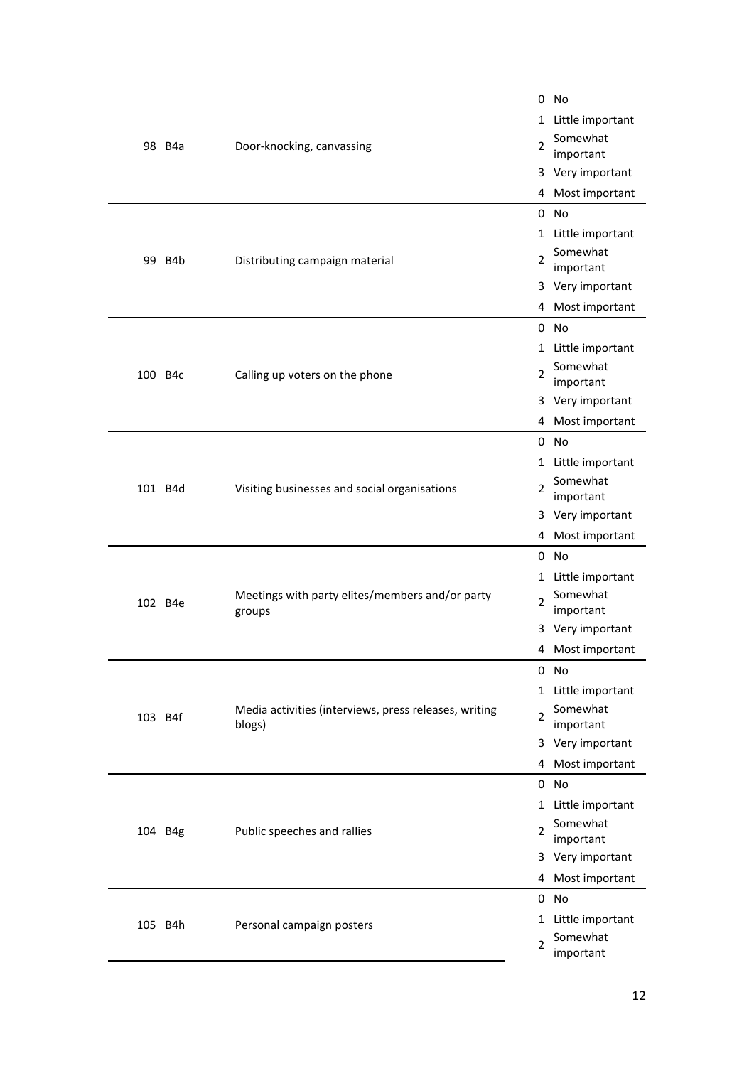| | | | | |
|---|---|---|---|---|
| 98 | B4a | Door-knocking, canvassing | 0 | No |
| | | | 1 | Little important |
| | | | 2 | Somewhat important |
| | | | 3 | Very important |
| | | | 4 | Most important |
| 99 | B4b | Distributing campaign material | 0 | No |
| | | | 1 | Little important |
| | | | 2 | Somewhat important |
| | | | 3 | Very important |
| | | | 4 | Most important |
| 100 | B4c | Calling up voters on the phone | 0 | No |
| | | | 1 | Little important |
| | | | 2 | Somewhat important |
| | | | 3 | Very important |
| | | | 4 | Most important |
| 101 | B4d | Visiting businesses and social organisations | 0 | No |
| | | | 1 | Little important |
| | | | 2 | Somewhat important |
| | | | 3 | Very important |
| | | | 4 | Most important |
| 102 | B4e | Meetings with party elites/members and/or party groups | 0 | No |
| | | | 1 | Little important |
| | | | 2 | Somewhat important |
| | | | 3 | Very important |
| | | | 4 | Most important |
| 103 | B4f | Media activities (interviews, press releases, writing blogs) | 0 | No |
| | | | 1 | Little important |
| | | | 2 | Somewhat important |
| | | | 3 | Very important |
| | | | 4 | Most important |
| 104 | B4g | Public speeches and rallies | 0 | No |
| | | | 1 | Little important |
| | | | 2 | Somewhat important |
| | | | 3 | Very important |
| | | | 4 | Most important |
| 105 | B4h | Personal campaign posters | 0 | No |
| | | | 1 | Little important |
| | | | 2 | Somewhat important |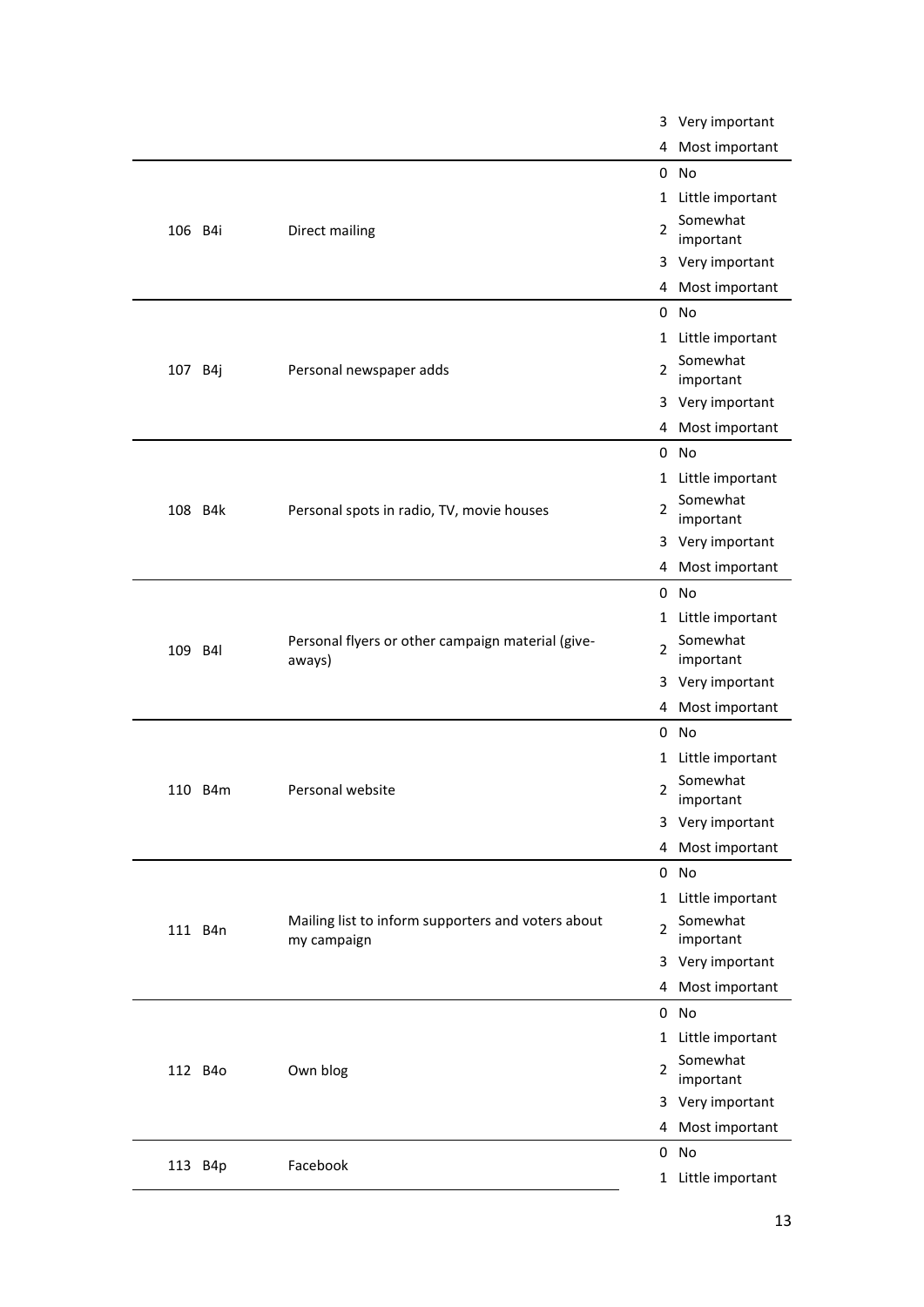| | | | |
|---|---|---|---|
| | | 3 | Very important |
| | | 4 | Most important |
| 106 | B4i | Direct mailing | 0 | No |
| | | | 1 | Little important |
| | | | 2 | Somewhat important |
| | | | 3 | Very important |
| | | | 4 | Most important |
| 107 | B4j | Personal newspaper adds | 0 | No |
| | | | 1 | Little important |
| | | | 2 | Somewhat important |
| | | | 3 | Very important |
| | | | 4 | Most important |
| 108 | B4k | Personal spots in radio, TV, movie houses | 0 | No |
| | | | 1 | Little important |
| | | | 2 | Somewhat important |
| | | | 3 | Very important |
| | | | 4 | Most important |
| 109 | B4l | Personal flyers or other campaign material (give-aways) | 0 | No |
| | | | 1 | Little important |
| | | | 2 | Somewhat important |
| | | | 3 | Very important |
| | | | 4 | Most important |
| 110 | B4m | Personal website | 0 | No |
| | | | 1 | Little important |
| | | | 2 | Somewhat important |
| | | | 3 | Very important |
| | | | 4 | Most important |
| 111 | B4n | Mailing list to inform supporters and voters about my campaign | 0 | No |
| | | | 1 | Little important |
| | | | 2 | Somewhat important |
| | | | 3 | Very important |
| | | | 4 | Most important |
| 112 | B4o | Own blog | 0 | No |
| | | | 1 | Little important |
| | | | 2 | Somewhat important |
| | | | 3 | Very important |
| | | | 4 | Most important |
| 113 | B4p | Facebook | 0 | No |
| | | | 1 | Little important |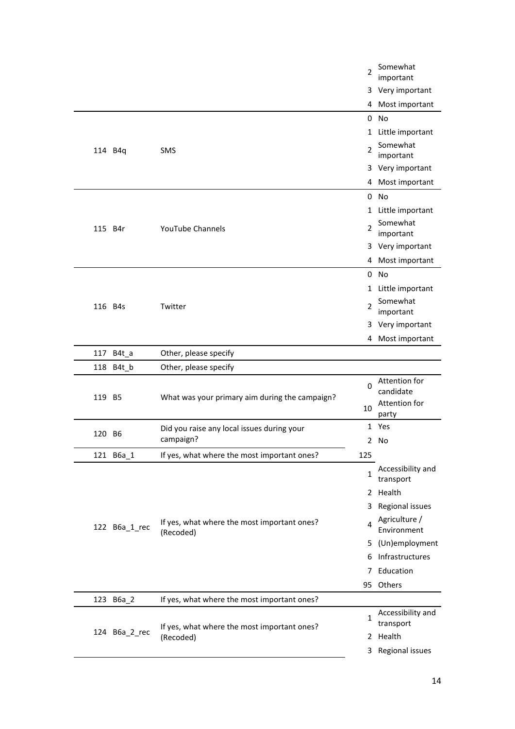| | | | | |
|---|---|---|---|---|
| | | | 2 | Somewhat important |
| | | | 3 | Very important |
| | | | 4 | Most important |
| 114 | B4q | SMS | 0 | No |
| | | | 1 | Little important |
| | | | 2 | Somewhat important |
| | | | 3 | Very important |
| | | | 4 | Most important |
| 115 | B4r | YouTube Channels | 0 | No |
| | | | 1 | Little important |
| | | | 2 | Somewhat important |
| | | | 3 | Very important |
| | | | 4 | Most important |
| 116 | B4s | Twitter | 0 | No |
| | | | 1 | Little important |
| | | | 2 | Somewhat important |
| | | | 3 | Very important |
| | | | 4 | Most important |
| 117 | B4t_a | Other, please specify | | |
| 118 | B4t_b | Other, please specify | | |
| 119 | B5 | What was your primary aim during the campaign? | 0 | Attention for candidate |
| | | | 10 | Attention for party |
| 120 | B6 | Did you raise any local issues during your campaign? | 1 | Yes |
| | | | 2 | No |
| 121 | B6a_1 | If yes, what where the most important ones? | 125 | |
| 122 | B6a_1_rec | If yes, what where the most important ones? (Recoded) | 1 | Accessibility and transport |
| | | | 2 | Health |
| | | | 3 | Regional issues |
| | | | 4 | Agriculture / Environment |
| | | | 5 | (Un)employment |
| | | | 6 | Infrastructures |
| | | | 7 | Education |
| | | | 95 | Others |
| 123 | B6a_2 | If yes, what where the most important ones? | | |
| 124 | B6a_2_rec | If yes, what where the most important ones? (Recoded) | 1 | Accessibility and transport |
| | | | 2 | Health |
| | | | 3 | Regional issues |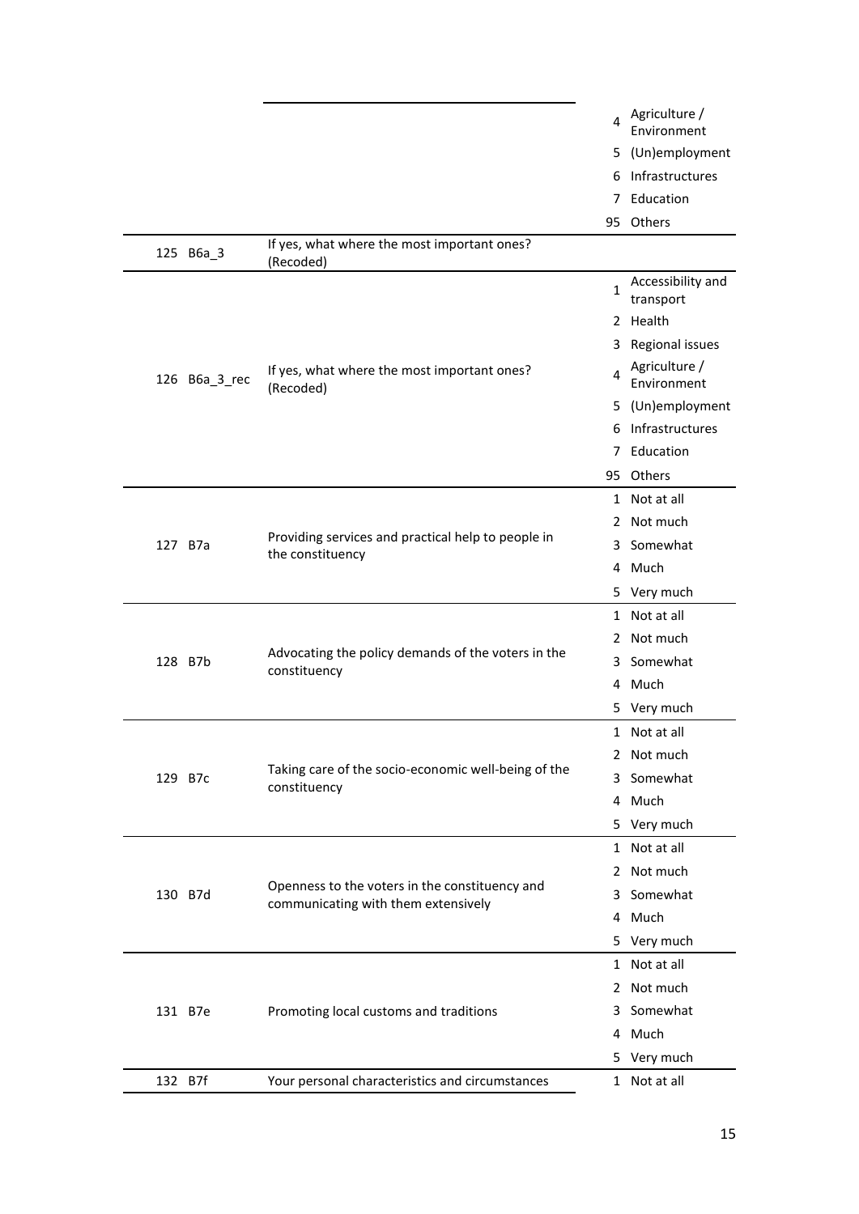| | | | |
|---|---|---|---|
| | | 4 | Agriculture / Environment |
| | | 5 | (Un)employment |
| | | 6 | Infrastructures |
| | | 7 | Education |
| | | 95 | Others |
| 125 | B6a_3 | If yes, what where the most important ones? (Recoded) | |
| 126 | B6a_3_rec | If yes, what where the most important ones? (Recoded) | 1 Accessibility and transport |
| | | | 2 Health |
| | | | 3 Regional issues |
| | | | 4 Agriculture / Environment |
| | | | 5 (Un)employment |
| | | | 6 Infrastructures |
| | | | 7 Education |
| | | | 95 Others |
| 127 | B7a | Providing services and practical help to people in the constituency | 1 Not at all |
| | | | 2 Not much |
| | | | 3 Somewhat |
| | | | 4 Much |
| | | | 5 Very much |
| 128 | B7b | Advocating the policy demands of the voters in the constituency | 1 Not at all |
| | | | 2 Not much |
| | | | 3 Somewhat |
| | | | 4 Much |
| | | | 5 Very much |
| 129 | B7c | Taking care of the socio-economic well-being of the constituency | 1 Not at all |
| | | | 2 Not much |
| | | | 3 Somewhat |
| | | | 4 Much |
| | | | 5 Very much |
| 130 | B7d | Openness to the voters in the constituency and communicating with them extensively | 1 Not at all |
| | | | 2 Not much |
| | | | 3 Somewhat |
| | | | 4 Much |
| | | | 5 Very much |
| 131 | B7e | Promoting local customs and traditions | 1 Not at all |
| | | | 2 Not much |
| | | | 3 Somewhat |
| | | | 4 Much |
| | | | 5 Very much |
| 132 | B7f | Your personal characteristics and circumstances | 1 Not at all |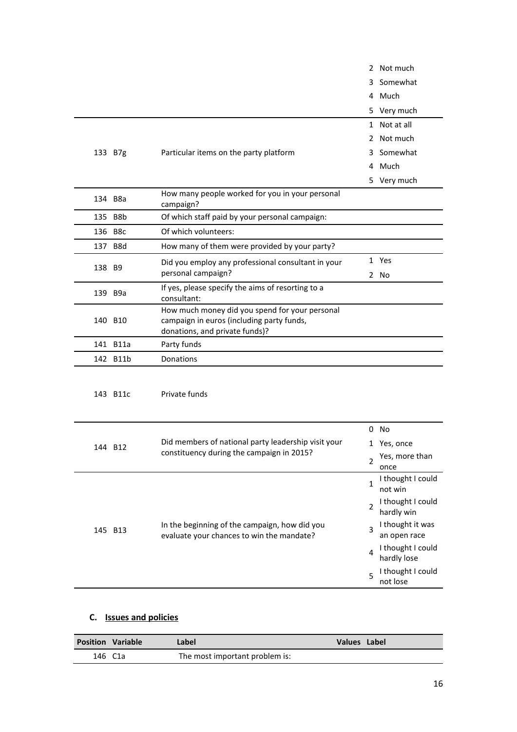| Position | Variable | Label | Values | Label |
|---|---|---|---|---|
| | | | 2 | Not much |
| | | | 3 | Somewhat |
| | | | 4 | Much |
| | | | 5 | Very much |
| 133 | B7g | Particular items on the party platform | 1 | Not at all |
| | | | 2 | Not much |
| | | | 3 | Somewhat |
| | | | 4 | Much |
| | | | 5 | Very much |
| 134 | B8a | How many people worked for you in your personal campaign? | | |
| 135 | B8b | Of which staff paid by your personal campaign: | | |
| 136 | B8c | Of which volunteers: | | |
| 137 | B8d | How many of them were provided by your party? | | |
| 138 | B9 | Did you employ any professional consultant in your personal campaign? | 1 | Yes |
| | | | 2 | No |
| 139 | B9a | If yes, please specify the aims of resorting to a consultant: | | |
| 140 | B10 | How much money did you spend for your personal campaign in euros (including party funds, donations, and private funds)? | | |
| 141 | B11a | Party funds | | |
| 142 | B11b | Donations | | |
| 143 | B11c | Private funds | | |
| 144 | B12 | Did members of national party leadership visit your constituency during the campaign in 2015? | 0 | No |
| | | | 1 | Yes, once |
| | | | 2 | Yes, more than once |
| 145 | B13 | In the beginning of the campaign, how did you evaluate your chances to win the mandate? | 1 | I thought I could not win |
| | | | 2 | I thought I could hardly win |
| | | | 3 | I thought it was an open race |
| | | | 4 | I thought I could hardly lose |
| | | | 5 | I thought I could not lose |

## C. Issues and policies

| Position | Variable | Label | Values | Label |
|---|---|---|---|---|
| 146 | C1a | The most important problem is: | | |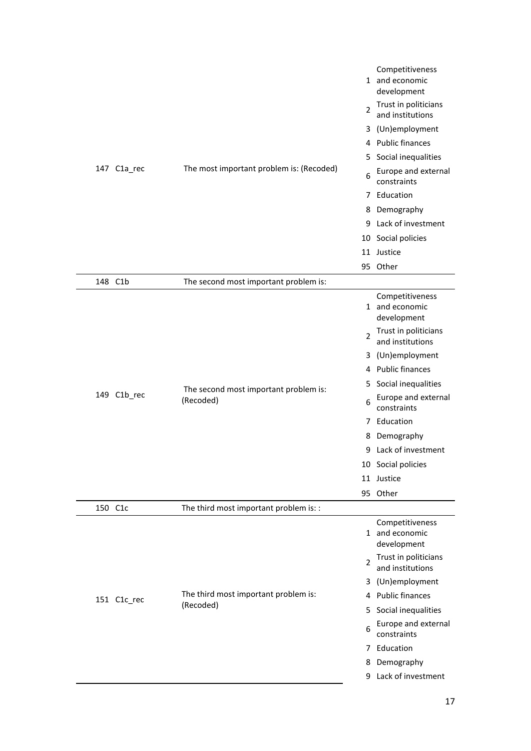| # | Variable | Label | Code | Value |
|---|---|---|---|---|
| 147 | C1a_rec | The most important problem is: (Recoded) | 1 | Competitiveness and economic development |
| | | | 2 | Trust in politicians and institutions |
| | | | 3 | (Un)employment |
| | | | 4 | Public finances |
| | | | 5 | Social inequalities |
| | | | 6 | Europe and external constraints |
| | | | 7 | Education |
| | | | 8 | Demography |
| | | | 9 | Lack of investment |
| | | | 10 | Social policies |
| | | | 11 | Justice |
| | | | 95 | Other |
| 148 | C1b | The second most important problem is: | | |
| 149 | C1b_rec | The second most important problem is: (Recoded) | 1 | Competitiveness and economic development |
| | | | 2 | Trust in politicians and institutions |
| | | | 3 | (Un)employment |
| | | | 4 | Public finances |
| | | | 5 | Social inequalities |
| | | | 6 | Europe and external constraints |
| | | | 7 | Education |
| | | | 8 | Demography |
| | | | 9 | Lack of investment |
| | | | 10 | Social policies |
| | | | 11 | Justice |
| | | | 95 | Other |
| 150 | C1c | The third most important problem is: : | | |
| 151 | C1c_rec | The third most important problem is: (Recoded) | 1 | Competitiveness and economic development |
| | | | 2 | Trust in politicians and institutions |
| | | | 3 | (Un)employment |
| | | | 4 | Public finances |
| | | | 5 | Social inequalities |
| | | | 6 | Europe and external constraints |
| | | | 7 | Education |
| | | | 8 | Demography |
| | | | 9 | Lack of investment |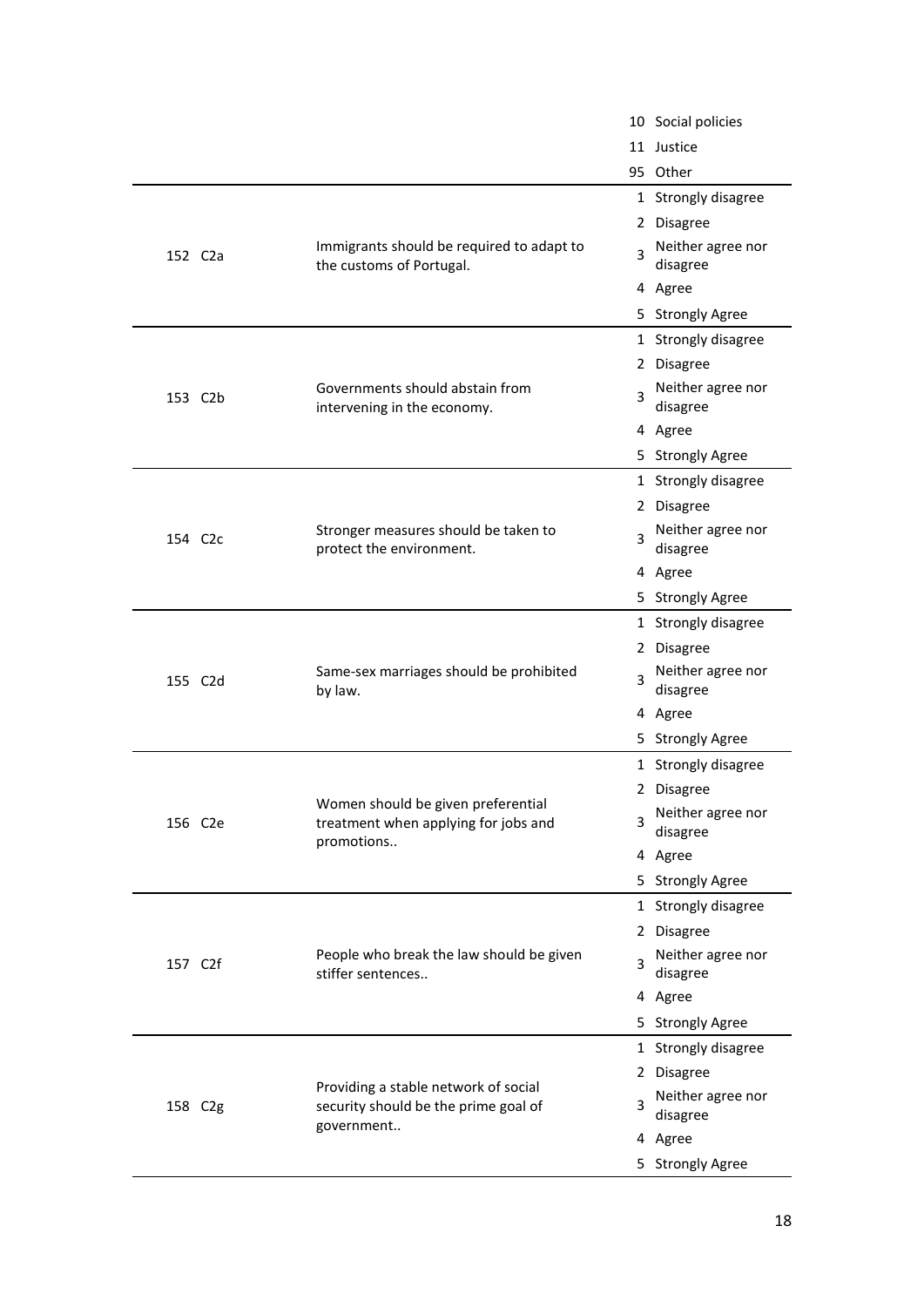| | | | |
|---|---|---|---|
| | | 10 | Social policies |
| | | 11 | Justice |
| | | 95 | Other |
| 152 | C2a | Immigrants should be required to adapt to the customs of Portugal. | 1 Strongly disagree |
| | | | 2 Disagree |
| | | | 3 Neither agree nor disagree |
| | | | 4 Agree |
| | | | 5 Strongly Agree |
| 153 | C2b | Governments should abstain from intervening in the economy. | 1 Strongly disagree |
| | | | 2 Disagree |
| | | | 3 Neither agree nor disagree |
| | | | 4 Agree |
| | | | 5 Strongly Agree |
| 154 | C2c | Stronger measures should be taken to protect the environment. | 1 Strongly disagree |
| | | | 2 Disagree |
| | | | 3 Neither agree nor disagree |
| | | | 4 Agree |
| | | | 5 Strongly Agree |
| 155 | C2d | Same-sex marriages should be prohibited by law. | 1 Strongly disagree |
| | | | 2 Disagree |
| | | | 3 Neither agree nor disagree |
| | | | 4 Agree |
| | | | 5 Strongly Agree |
| 156 | C2e | Women should be given preferential treatment when applying for jobs and promotions.. | 1 Strongly disagree |
| | | | 2 Disagree |
| | | | 3 Neither agree nor disagree |
| | | | 4 Agree |
| | | | 5 Strongly Agree |
| 157 | C2f | People who break the law should be given stiffer sentences.. | 1 Strongly disagree |
| | | | 2 Disagree |
| | | | 3 Neither agree nor disagree |
| | | | 4 Agree |
| | | | 5 Strongly Agree |
| 158 | C2g | Providing a stable network of social security should be the prime goal of government.. | 1 Strongly disagree |
| | | | 2 Disagree |
| | | | 3 Neither agree nor disagree |
| | | | 4 Agree |
| | | | 5 Strongly Agree |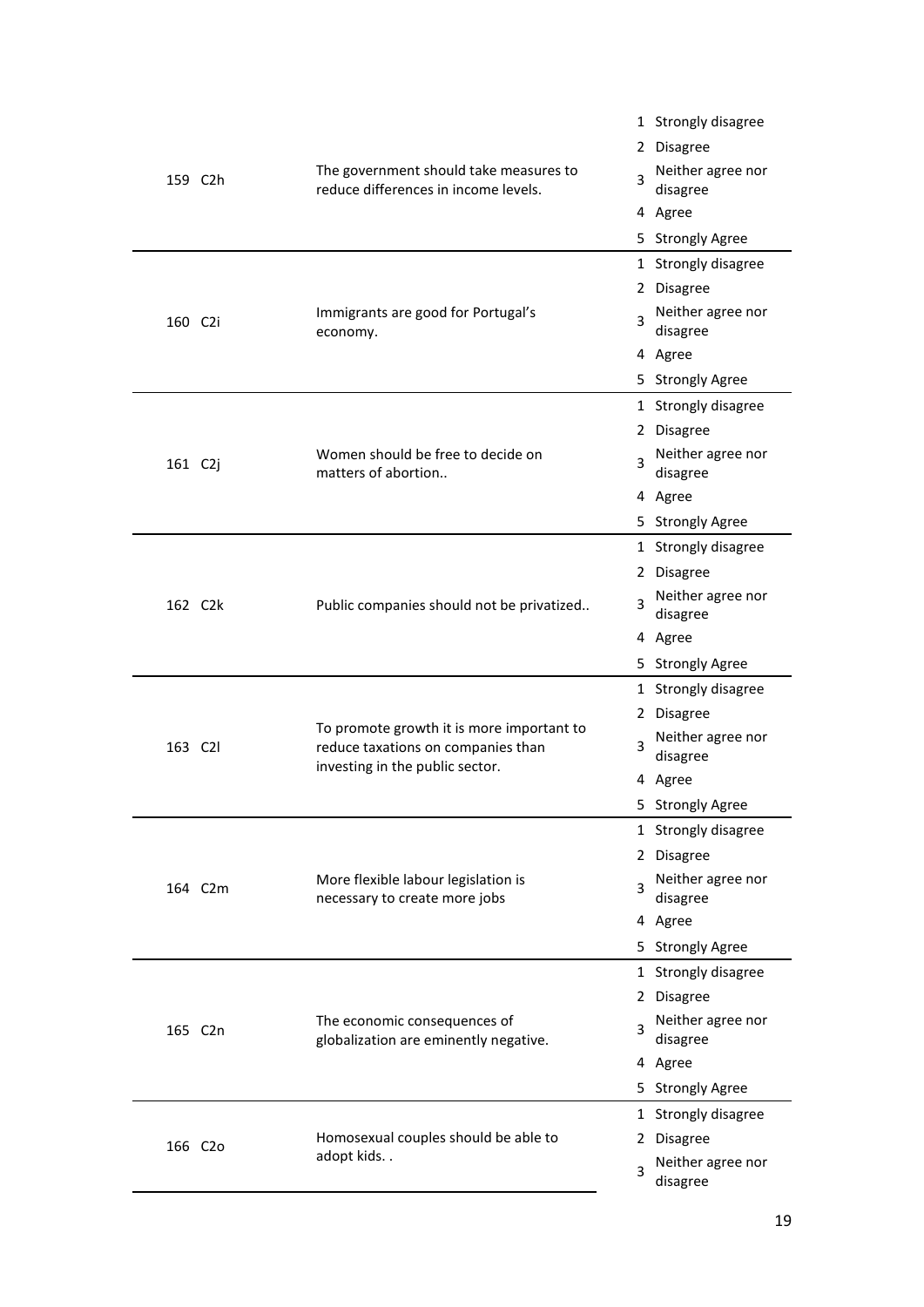| | | | |
|---|---|---|---|
| 159 | C2h | The government should take measures to reduce differences in income levels. | 1 Strongly disagree<br>2 Disagree<br>3 Neither agree nor disagree<br>4 Agree<br>5 Strongly Agree |
| 160 | C2i | Immigrants are good for Portugal's economy. | 1 Strongly disagree<br>2 Disagree<br>3 Neither agree nor disagree<br>4 Agree<br>5 Strongly Agree |
| 161 | C2j | Women should be free to decide on matters of abortion.. | 1 Strongly disagree<br>2 Disagree<br>3 Neither agree nor disagree<br>4 Agree<br>5 Strongly Agree |
| 162 | C2k | Public companies should not be privatized.. | 1 Strongly disagree<br>2 Disagree<br>3 Neither agree nor disagree<br>4 Agree<br>5 Strongly Agree |
| 163 | C2l | To promote growth it is more important to reduce taxations on companies than investing in the public sector. | 1 Strongly disagree<br>2 Disagree<br>3 Neither agree nor disagree<br>4 Agree<br>5 Strongly Agree |
| 164 | C2m | More flexible labour legislation is necessary to create more jobs | 1 Strongly disagree<br>2 Disagree<br>3 Neither agree nor disagree<br>4 Agree<br>5 Strongly Agree |
| 165 | C2n | The economic consequences of globalization are eminently negative. | 1 Strongly disagree<br>2 Disagree<br>3 Neither agree nor disagree<br>4 Agree<br>5 Strongly Agree |
| 166 | C2o | Homosexual couples should be able to adopt kids. . | 1 Strongly disagree<br>2 Disagree<br>3 Neither agree nor disagree |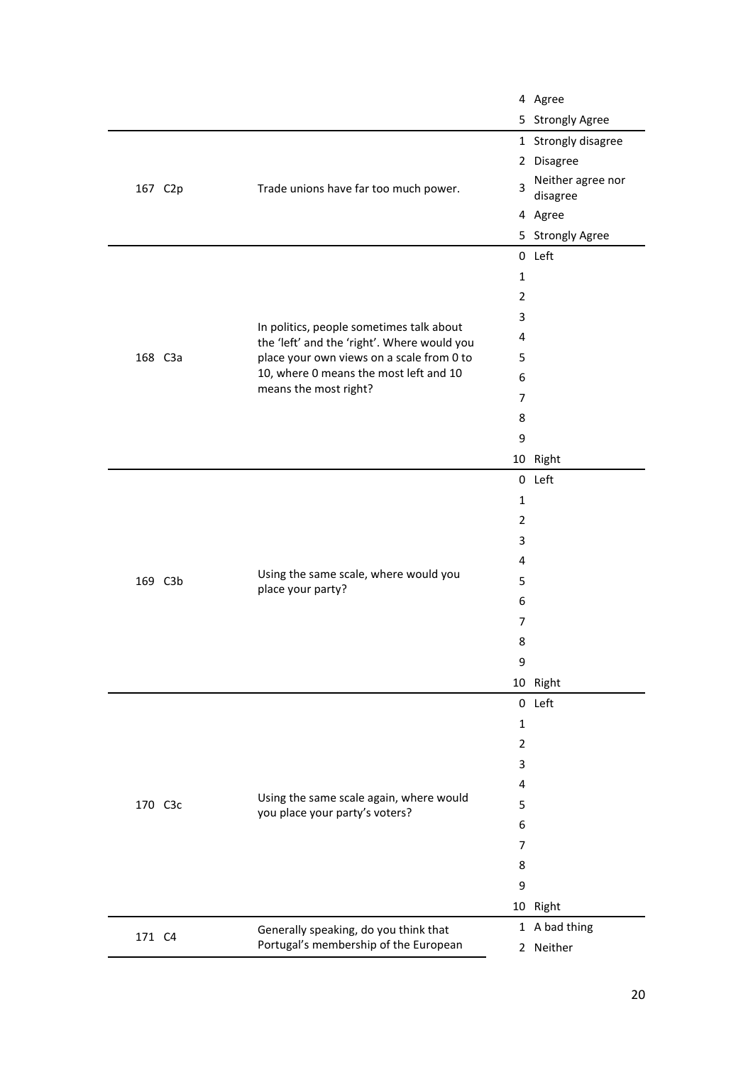| | | | |
|---|---|---|---|
| | | | 4 Agree |
| | | | 5 Strongly Agree |
| 167 | C2p | Trade unions have far too much power. | 1 Strongly disagree |
| | | | 2 Disagree |
| | | | 3 Neither agree nor disagree |
| | | | 4 Agree |
| | | | 5 Strongly Agree |
| 168 | C3a | In politics, people sometimes talk about the 'left' and the 'right'. Where would you place your own views on a scale from 0 to 10, where 0 means the most left and 10 means the most right? | 0 Left |
| | | | 1 |
| | | | 2 |
| | | | 3 |
| | | | 4 |
| | | | 5 |
| | | | 6 |
| | | | 7 |
| | | | 8 |
| | | | 9 |
| | | | 10 Right |
| 169 | C3b | Using the same scale, where would you place your party? | 0 Left |
| | | | 1 |
| | | | 2 |
| | | | 3 |
| | | | 4 |
| | | | 5 |
| | | | 6 |
| | | | 7 |
| | | | 8 |
| | | | 9 |
| | | | 10 Right |
| 170 | C3c | Using the same scale again, where would you place your party's voters? | 0 Left |
| | | | 1 |
| | | | 2 |
| | | | 3 |
| | | | 4 |
| | | | 5 |
| | | | 6 |
| | | | 7 |
| | | | 8 |
| | | | 9 |
| | | | 10 Right |
| 171 | C4 | Generally speaking, do you think that Portugal's membership of the European | 1 A bad thing |
| | | | 2 Neither |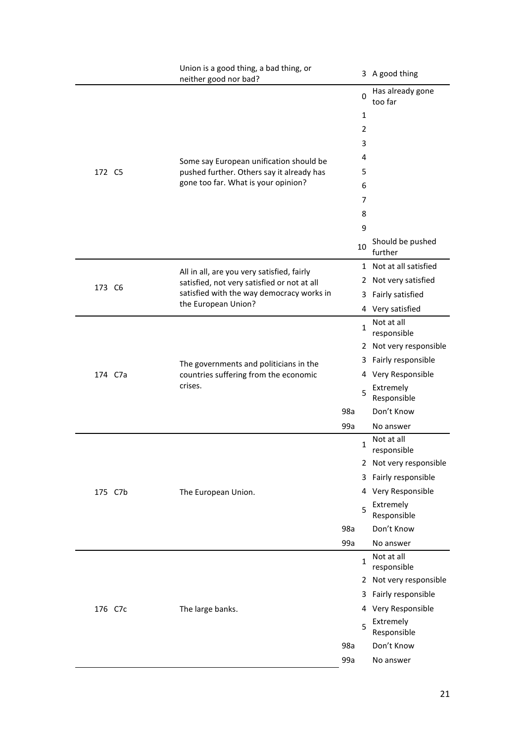| | | | | |
|---|---|---|---|---|
| | | Union is a good thing, a bad thing, or neither good nor bad? | 3 | A good thing |
| 172 | C5 | Some say European unification should be pushed further. Others say it already has gone too far. What is your opinion? | 0 | Has already gone too far |
| | | | 1 | |
| | | | 2 | |
| | | | 3 | |
| | | | 4 | |
| | | | 5 | |
| | | | 6 | |
| | | | 7 | |
| | | | 8 | |
| | | | 9 | |
| | | | 10 | Should be pushed further |
| 173 | C6 | All in all, are you very satisfied, fairly satisfied, not very satisfied or not at all satisfied with the way democracy works in the European Union? | 1 | Not at all satisfied |
| | | | 2 | Not very satisfied |
| | | | 3 | Fairly satisfied |
| | | | 4 | Very satisfied |
| 174 | C7a | The governments and politicians in the countries suffering from the economic crises. | 1 | Not at all responsible |
| | | | 2 | Not very responsible |
| | | | 3 | Fairly responsible |
| | | | 4 | Very Responsible |
| | | | 5 | Extremely Responsible |
| | | | 98a | Don't Know |
| | | | 99a | No answer |
| 175 | C7b | The European Union. | 1 | Not at all responsible |
| | | | 2 | Not very responsible |
| | | | 3 | Fairly responsible |
| | | | 4 | Very Responsible |
| | | | 5 | Extremely Responsible |
| | | | 98a | Don't Know |
| | | | 99a | No answer |
| 176 | C7c | The large banks. | 1 | Not at all responsible |
| | | | 2 | Not very responsible |
| | | | 3 | Fairly responsible |
| | | | 4 | Very Responsible |
| | | | 5 | Extremely Responsible |
| | | | 98a | Don't Know |
| | | | 99a | No answer |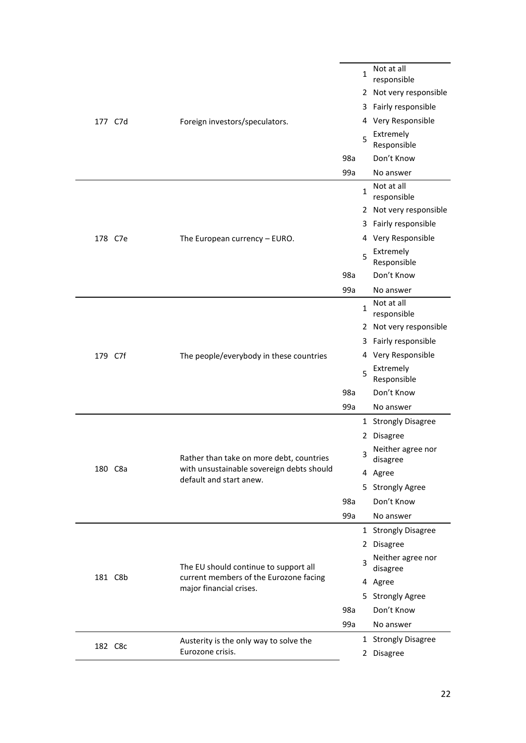| | | | | | |
|---|---|---|---|---|---|
| 177 | C7d | Foreign investors/speculators. | | 1 | Not at all responsible |
| | | | | 2 | Not very responsible |
| | | | | 3 | Fairly responsible |
| | | | | 4 | Very Responsible |
| | | | | 5 | Extremely Responsible |
| | | | 98a | | Don't Know |
| | | | 99a | | No answer |
| 178 | C7e | The European currency – EURO. | | 1 | Not at all responsible |
| | | | | 2 | Not very responsible |
| | | | | 3 | Fairly responsible |
| | | | | 4 | Very Responsible |
| | | | | 5 | Extremely Responsible |
| | | | 98a | | Don't Know |
| | | | 99a | | No answer |
| 179 | C7f | The people/everybody in these countries | | 1 | Not at all responsible |
| | | | | 2 | Not very responsible |
| | | | | 3 | Fairly responsible |
| | | | | 4 | Very Responsible |
| | | | | 5 | Extremely Responsible |
| | | | 98a | | Don't Know |
| | | | 99a | | No answer |
| 180 | C8a | Rather than take on more debt, countries with unsustainable sovereign debts should default and start anew. | | 1 | Strongly Disagree |
| | | | | 2 | Disagree |
| | | | | 3 | Neither agree nor disagree |
| | | | | 4 | Agree |
| | | | | 5 | Strongly Agree |
| | | | 98a | | Don't Know |
| | | | 99a | | No answer |
| 181 | C8b | The EU should continue to support all current members of the Eurozone facing major financial crises. | | 1 | Strongly Disagree |
| | | | | 2 | Disagree |
| | | | | 3 | Neither agree nor disagree |
| | | | | 4 | Agree |
| | | | | 5 | Strongly Agree |
| | | | 98a | | Don't Know |
| | | | 99a | | No answer |
| 182 | C8c | Austerity is the only way to solve the Eurozone crisis. | | 1 | Strongly Disagree |
| | | | | 2 | Disagree |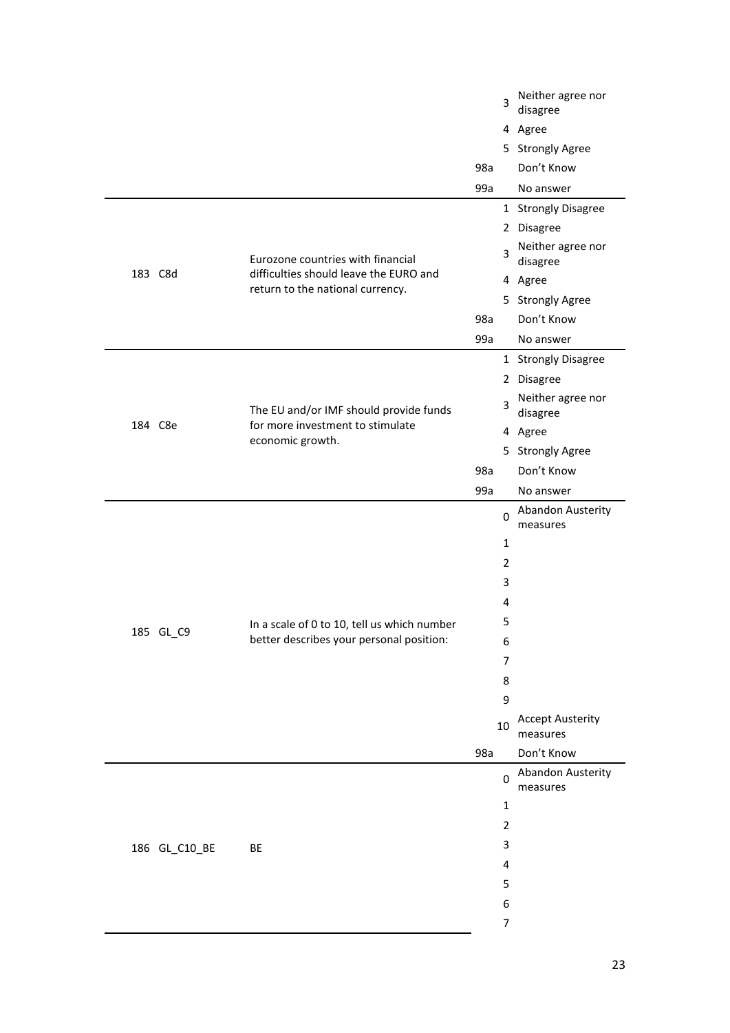| | | | | |
|---|---|---|---|---|
| | | | 3 | Neither agree nor disagree |
| | | | 4 | Agree |
| | | | 5 | Strongly Agree |
| | | 98a | | Don't Know |
| | | 99a | | No answer |
| 183 | C8d | Eurozone countries with financial difficulties should leave the EURO and return to the national currency. | 1 | Strongly Disagree |
| | | | 2 | Disagree |
| | | | 3 | Neither agree nor disagree |
| | | | 4 | Agree |
| | | | 5 | Strongly Agree |
| | | 98a | | Don't Know |
| | | 99a | | No answer |
| 184 | C8e | The EU and/or IMF should provide funds for more investment to stimulate economic growth. | 1 | Strongly Disagree |
| | | | 2 | Disagree |
| | | | 3 | Neither agree nor disagree |
| | | | 4 | Agree |
| | | | 5 | Strongly Agree |
| | | 98a | | Don't Know |
| | | 99a | | No answer |
| 185 | GL_C9 | In a scale of 0 to 10, tell us which number better describes your personal position: | 0 | Abandon Austerity measures |
| | | | 1 | |
| | | | 2 | |
| | | | 3 | |
| | | | 4 | |
| | | | 5 | |
| | | | 6 | |
| | | | 7 | |
| | | | 8 | |
| | | | 9 | |
| | | | 10 | Accept Austerity measures |
| | | 98a | | Don't Know |
| 186 | GL_C10_BE | BE | 0 | Abandon Austerity measures |
| | | | 1 | |
| | | | 2 | |
| | | | 3 | |
| | | | 4 | |
| | | | 5 | |
| | | | 6 | |
| | | | 7 | |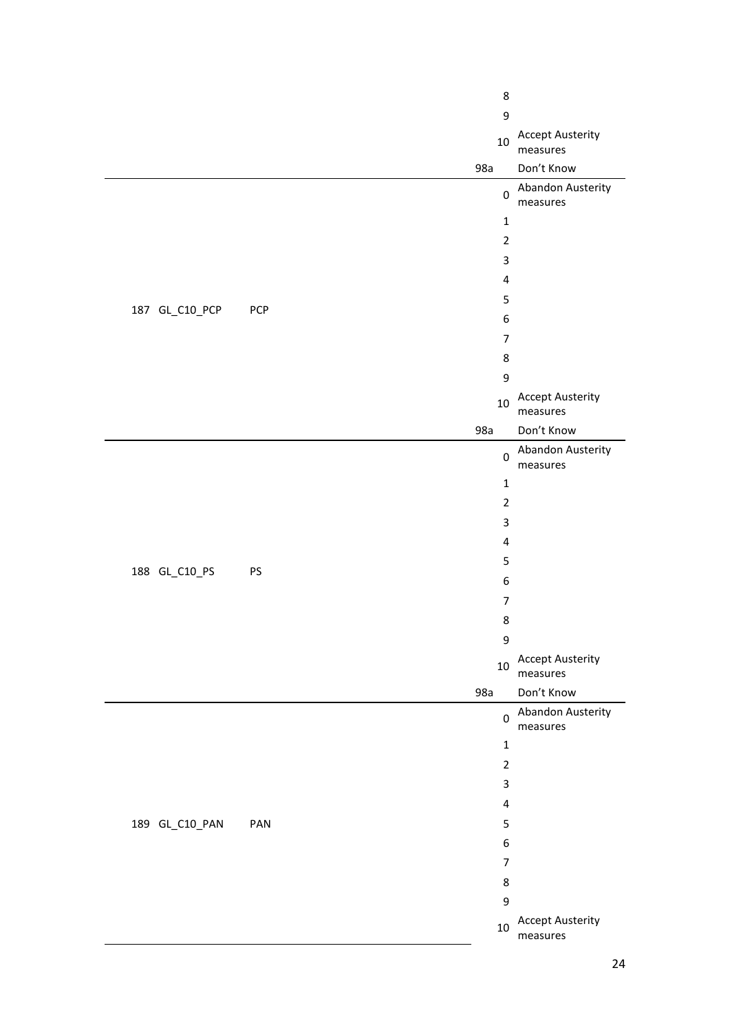| | | | | |
|---|---|---|---|---|
| | | | 8 | |
| | | | 9 | |
| | | | 10 | Accept Austerity measures |
| | | | 98a | Don't Know |
| 187 | GL_C10_PCP | PCP | 0 | Abandon Austerity measures |
| | | | 1 | |
| | | | 2 | |
| | | | 3 | |
| | | | 4 | |
| | | | 5 | |
| | | | 6 | |
| | | | 7 | |
| | | | 8 | |
| | | | 9 | |
| | | | 10 | Accept Austerity measures |
| | | | 98a | Don't Know |
| 188 | GL_C10_PS | PS | 0 | Abandon Austerity measures |
| | | | 1 | |
| | | | 2 | |
| | | | 3 | |
| | | | 4 | |
| | | | 5 | |
| | | | 6 | |
| | | | 7 | |
| | | | 8 | |
| | | | 9 | |
| | | | 10 | Accept Austerity measures |
| | | | 98a | Don't Know |
| 189 | GL_C10_PAN | PAN | 0 | Abandon Austerity measures |
| | | | 1 | |
| | | | 2 | |
| | | | 3 | |
| | | | 4 | |
| | | | 5 | |
| | | | 6 | |
| | | | 7 | |
| | | | 8 | |
| | | | 9 | |
| | | | 10 | Accept Austerity measures |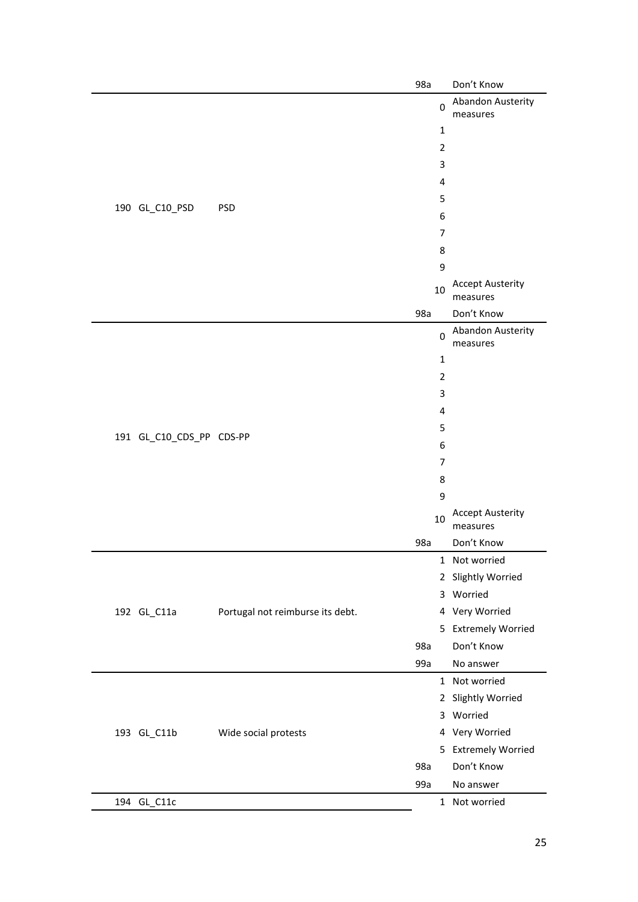| | | | | |
|---|---|---|---|---|
| | | | 98a | Don't Know |
| 190 | GL_C10_PSD | PSD | 0 | Abandon Austerity measures |
| | | | 1 | |
| | | | 2 | |
| | | | 3 | |
| | | | 4 | |
| | | | 5 | |
| | | | 6 | |
| | | | 7 | |
| | | | 8 | |
| | | | 9 | |
| | | | 10 | Accept Austerity measures |
| | | | 98a | Don't Know |
| 191 | GL_C10_CDS_PP | CDS-PP | 0 | Abandon Austerity measures |
| | | | 1 | |
| | | | 2 | |
| | | | 3 | |
| | | | 4 | |
| | | | 5 | |
| | | | 6 | |
| | | | 7 | |
| | | | 8 | |
| | | | 9 | |
| | | | 10 | Accept Austerity measures |
| | | | 98a | Don't Know |
| 192 | GL_C11a | Portugal not reimburse its debt. | 1 | Not worried |
| | | | 2 | Slightly Worried |
| | | | 3 | Worried |
| | | | 4 | Very Worried |
| | | | 5 | Extremely Worried |
| | | | 98a | Don't Know |
| | | | 99a | No answer |
| 193 | GL_C11b | Wide social protests | 1 | Not worried |
| | | | 2 | Slightly Worried |
| | | | 3 | Worried |
| | | | 4 | Very Worried |
| | | | 5 | Extremely Worried |
| | | | 98a | Don't Know |
| | | | 99a | No answer |
| 194 | GL_C11c | | 1 | Not worried |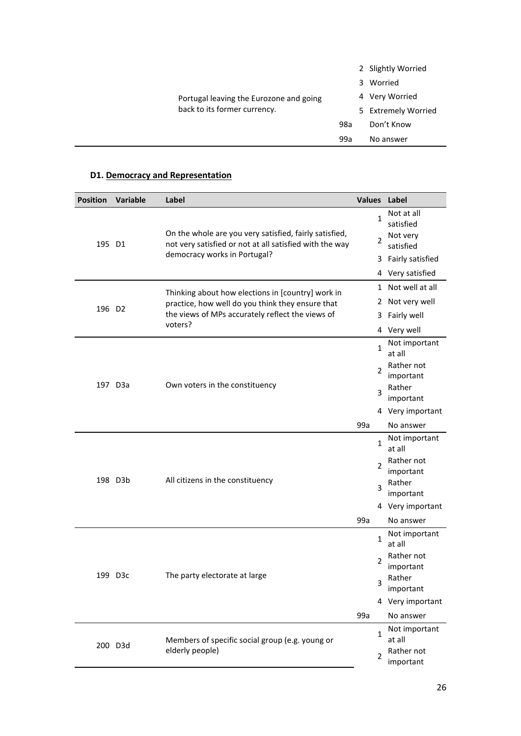| | | Values | Label |
|---|---|---|---|
| | | 2 | Slightly Worried |
| | | 3 | Worried |
| | Portugal leaving the Eurozone and going back to its former currency. | 4 | Very Worried |
| | | 5 | Extremely Worried |
| | | 98a | Don't Know |
| | | 99a | No answer |

### D1. Democracy and Representation

| Position | Variable | Label | Values | Label |
|---|---|---|---|---|
| 195 | D1 | On the whole are you very satisfied, fairly satisfied, not very satisfied or not at all satisfied with the way democracy works in Portugal? | 1 | Not at all satisfied |
| | | | 2 | Not very satisfied |
| | | | 3 | Fairly satisfied |
| | | | 4 | Very satisfied |
| 196 | D2 | Thinking about how elections in [country] work in practice, how well do you think they ensure that the views of MPs accurately reflect the views of voters? | 1 | Not well at all |
| | | | 2 | Not very well |
| | | | 3 | Fairly well |
| | | | 4 | Very well |
| 197 | D3a | Own voters in the constituency | 1 | Not important at all |
| | | | 2 | Rather not important |
| | | | 3 | Rather important |
| | | | 4 | Very important |
| | | | 99a | No answer |
| 198 | D3b | All citizens in the constituency | 1 | Not important at all |
| | | | 2 | Rather not important |
| | | | 3 | Rather important |
| | | | 4 | Very important |
| | | | 99a | No answer |
| 199 | D3c | The party electorate at large | 1 | Not important at all |
| | | | 2 | Rather not important |
| | | | 3 | Rather important |
| | | | 4 | Very important |
| | | | 99a | No answer |
| 200 | D3d | Members of specific social group (e.g. young or elderly people) | 1 | Not important at all |
| | | | 2 | Rather not important |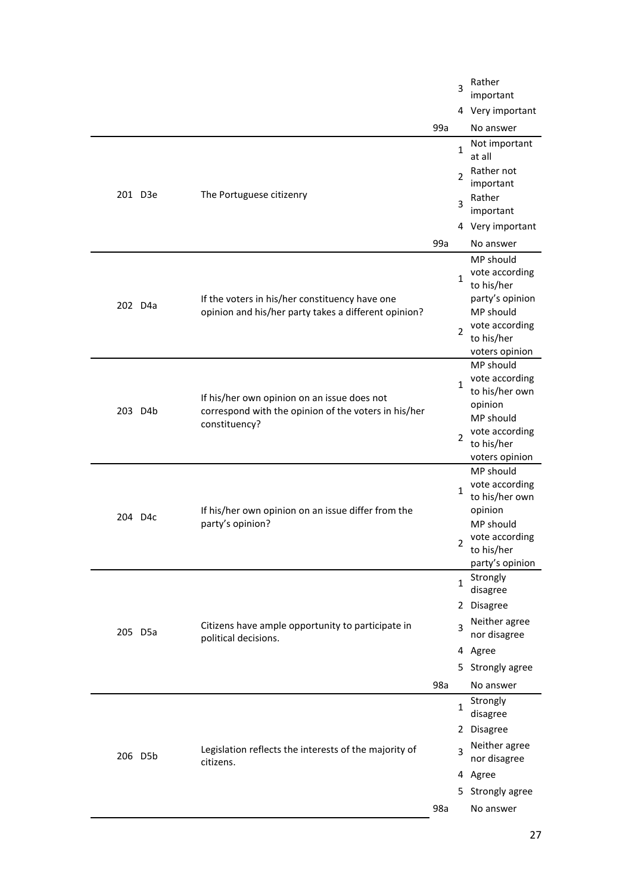| | | | | |
|---|---|---|---|---|
| | | | 3 | Rather important |
| | | | 4 | Very important |
| | | 99a | | No answer |
| 201 | D3e | The Portuguese citizenry | 1 | Not important at all |
| | | | 2 | Rather not important |
| | | | 3 | Rather important |
| | | | 4 | Very important |
| | | 99a | | No answer |
| 202 | D4a | If the voters in his/her constituency have one opinion and his/her party takes a different opinion? | 1 | MP should vote according to his/her party's opinion |
| | | | 2 | MP should vote according to his/her voters opinion |
| 203 | D4b | If his/her own opinion on an issue does not correspond with the opinion of the voters in his/her constituency? | 1 | MP should vote according to his/her own opinion |
| | | | 2 | MP should vote according to his/her voters opinion |
| 204 | D4c | If his/her own opinion on an issue differ from the party's opinion? | 1 | MP should vote according to his/her own opinion |
| | | | 2 | MP should vote according to his/her party's opinion |
| 205 | D5a | Citizens have ample opportunity to participate in political decisions. | 1 | Strongly disagree |
| | | | 2 | Disagree |
| | | | 3 | Neither agree nor disagree |
| | | | 4 | Agree |
| | | | 5 | Strongly agree |
| | | 98a | | No answer |
| 206 | D5b | Legislation reflects the interests of the majority of citizens. | 1 | Strongly disagree |
| | | | 2 | Disagree |
| | | | 3 | Neither agree nor disagree |
| | | | 4 | Agree |
| | | | 5 | Strongly agree |
| | | 98a | | No answer |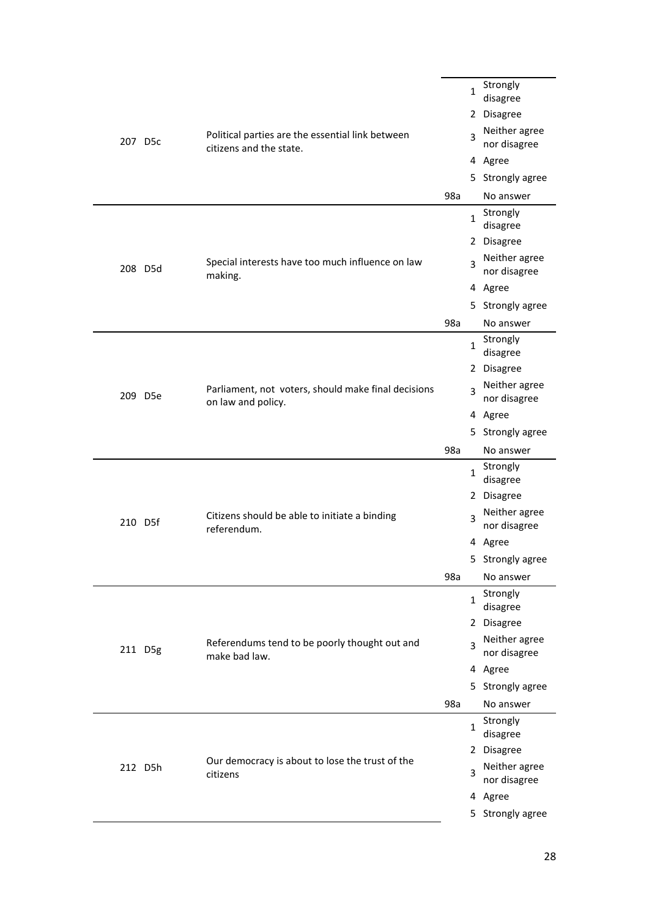| No. | Var | Question | Code | Value |
|---|---|---|---|---|
| 207 | D5c | Political parties are the essential link between citizens and the state. | 1 | Strongly disagree |
| | | | 2 | Disagree |
| | | | 3 | Neither agree nor disagree |
| | | | 4 | Agree |
| | | | 5 | Strongly agree |
| | | | 98a | No answer |
| 208 | D5d | Special interests have too much influence on law making. | 1 | Strongly disagree |
| | | | 2 | Disagree |
| | | | 3 | Neither agree nor disagree |
| | | | 4 | Agree |
| | | | 5 | Strongly agree |
| | | | 98a | No answer |
| 209 | D5e | Parliament, not voters, should make final decisions on law and policy. | 1 | Strongly disagree |
| | | | 2 | Disagree |
| | | | 3 | Neither agree nor disagree |
| | | | 4 | Agree |
| | | | 5 | Strongly agree |
| | | | 98a | No answer |
| 210 | D5f | Citizens should be able to initiate a binding referendum. | 1 | Strongly disagree |
| | | | 2 | Disagree |
| | | | 3 | Neither agree nor disagree |
| | | | 4 | Agree |
| | | | 5 | Strongly agree |
| | | | 98a | No answer |
| 211 | D5g | Referendums tend to be poorly thought out and make bad law. | 1 | Strongly disagree |
| | | | 2 | Disagree |
| | | | 3 | Neither agree nor disagree |
| | | | 4 | Agree |
| | | | 5 | Strongly agree |
| | | | 98a | No answer |
| 212 | D5h | Our democracy is about to lose the trust of the citizens | 1 | Strongly disagree |
| | | | 2 | Disagree |
| | | | 3 | Neither agree nor disagree |
| | | | 4 | Agree |
| | | | 5 | Strongly agree |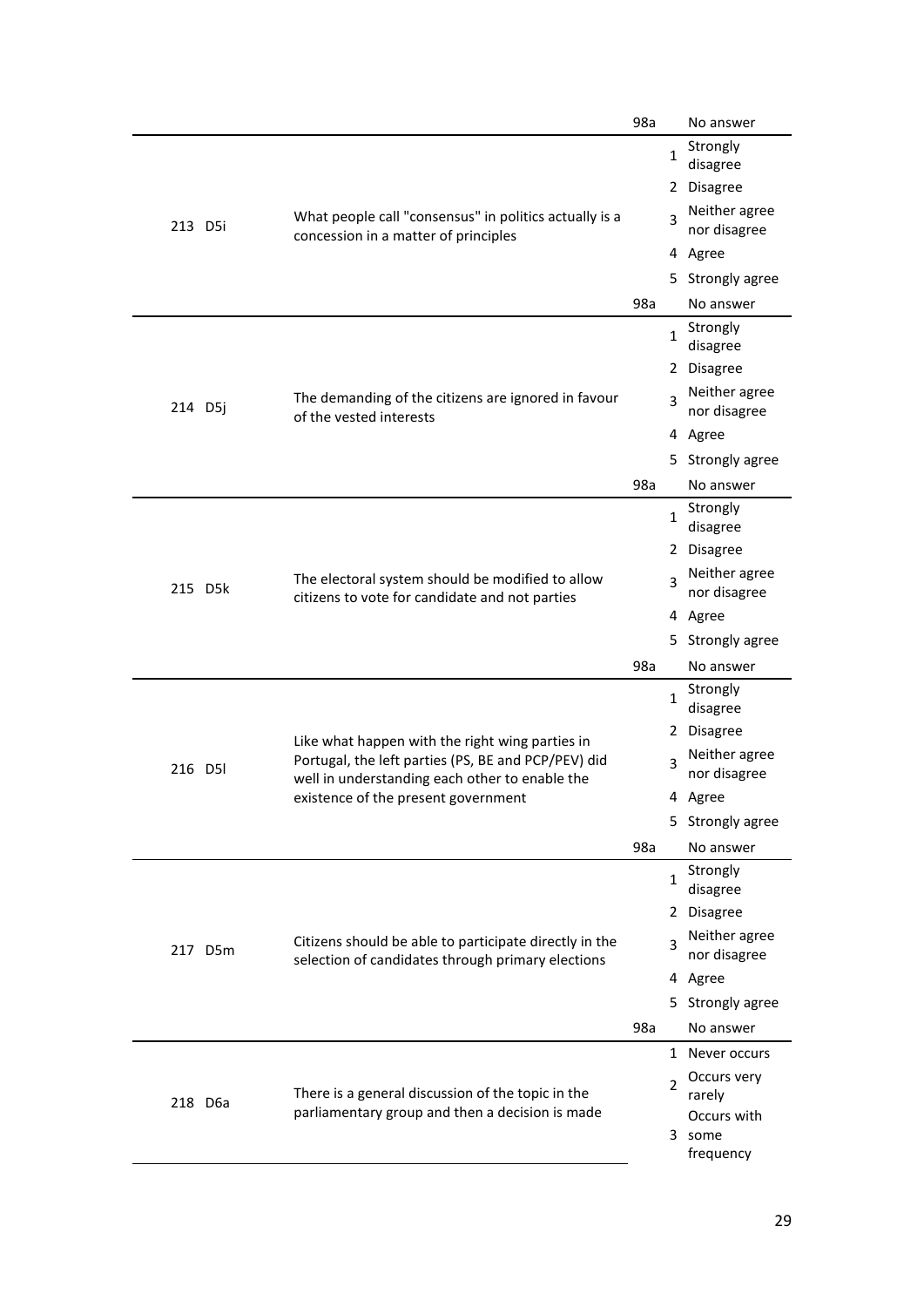| | | | | |
|---|---|---|---|---|
| | | | 98a | No answer |
| 213 | D5i | What people call "consensus" in politics actually is a concession in a matter of principles | 1 | Strongly disagree |
| | | | 2 | Disagree |
| | | | 3 | Neither agree nor disagree |
| | | | 4 | Agree |
| | | | 5 | Strongly agree |
| | | | 98a | No answer |
| 214 | D5j | The demanding of the citizens are ignored in favour of the vested interests | 1 | Strongly disagree |
| | | | 2 | Disagree |
| | | | 3 | Neither agree nor disagree |
| | | | 4 | Agree |
| | | | 5 | Strongly agree |
| | | | 98a | No answer |
| 215 | D5k | The electoral system should be modified to allow citizens to vote for candidate and not parties | 1 | Strongly disagree |
| | | | 2 | Disagree |
| | | | 3 | Neither agree nor disagree |
| | | | 4 | Agree |
| | | | 5 | Strongly agree |
| | | | 98a | No answer |
| 216 | D5l | Like what happen with the right wing parties in Portugal, the left parties (PS, BE and PCP/PEV) did well in understanding each other to enable the existence of the present government | 1 | Strongly disagree |
| | | | 2 | Disagree |
| | | | 3 | Neither agree nor disagree |
| | | | 4 | Agree |
| | | | 5 | Strongly agree |
| | | | 98a | No answer |
| 217 | D5m | Citizens should be able to participate directly in the selection of candidates through primary elections | 1 | Strongly disagree |
| | | | 2 | Disagree |
| | | | 3 | Neither agree nor disagree |
| | | | 4 | Agree |
| | | | 5 | Strongly agree |
| | | | 98a | No answer |
| 218 | D6a | There is a general discussion of the topic in the parliamentary group and then a decision is made | 1 | Never occurs |
| | | | 2 | Occurs very rarely |
| | | | 3 | Occurs with some frequency |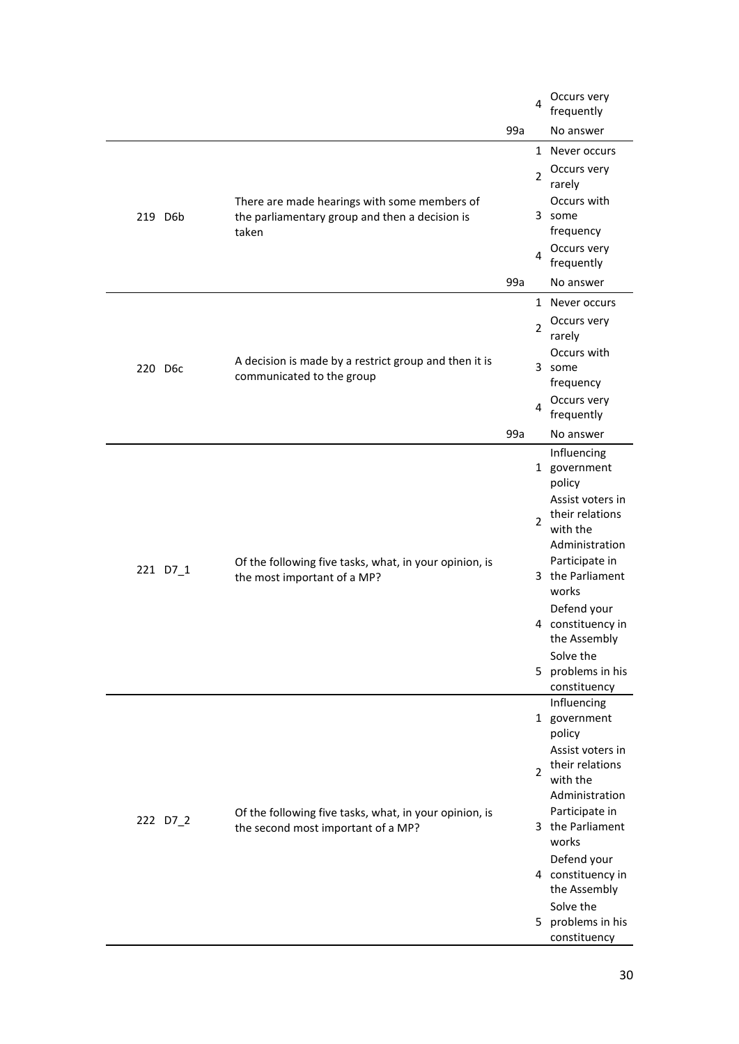| | | | | |
|---|---|---|---|---|
| | | | 4 | Occurs very frequently |
| | | 99a | | No answer |
| 219 | D6b | There are made hearings with some members of the parliamentary group and then a decision is taken | 1 | Never occurs |
| | | | 2 | Occurs very rarely |
| | | | 3 | Occurs with some frequency |
| | | | 4 | Occurs very frequently |
| | | 99a | | No answer |
| 220 | D6c | A decision is made by a restrict group and then it is communicated to the group | 1 | Never occurs |
| | | | 2 | Occurs very rarely |
| | | | 3 | Occurs with some frequency |
| | | | 4 | Occurs very frequently |
| | | 99a | | No answer |
| 221 | D7_1 | Of the following five tasks, what, in your opinion, is the most important of a MP? | 1 | Influencing government policy |
| | | | 2 | Assist voters in their relations with the Administration |
| | | | 3 | Participate in the Parliament works |
| | | | 4 | Defend your constituency in the Assembly |
| | | | 5 | Solve the problems in his constituency |
| 222 | D7_2 | Of the following five tasks, what, in your opinion, is the second most important of a MP? | 1 | Influencing government policy |
| | | | 2 | Assist voters in their relations with the Administration |
| | | | 3 | Participate in the Parliament works |
| | | | 4 | Defend your constituency in the Assembly |
| | | | 5 | Solve the problems in his constituency |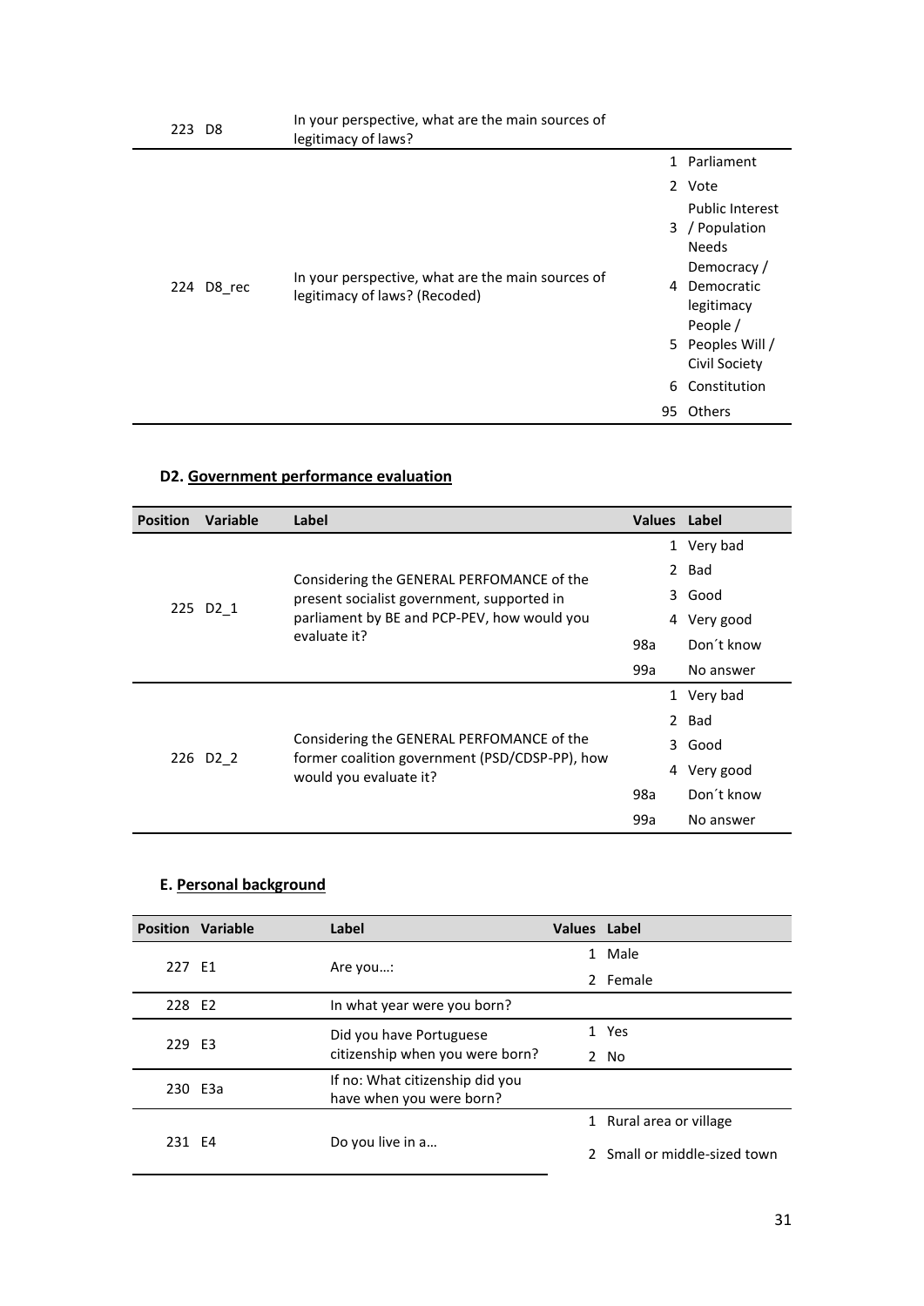| Position | Variable | Label | Values | Label |
|---|---|---|---|---|
| 223 | D8 | In your perspective, what are the main sources of legitimacy of laws? | | |
| 224 | D8_rec | In your perspective, what are the main sources of legitimacy of laws? (Recoded) | 1 | Parliament |
| | | | 2 | Vote |
| | | | 3 | Public Interest / Population Needs |
| | | | 4 | Democracy / Democratic legitimacy |
| | | | 5 | People / Peoples Will / Civil Society |
| | | | 6 | Constitution |
| | | | 95 | Others |

### D2. Government performance evaluation

| Position | Variable | Label | Values | Label |
|---|---|---|---|---|
| 225 | D2_1 | Considering the GENERAL PERFOMANCE of the present socialist government, supported in parliament by BE and PCP-PEV, how would you evaluate it? | 1 | Very bad |
| | | | 2 | Bad |
| | | | 3 | Good |
| | | | 4 | Very good |
| | | | 98a | Don´t know |
| | | | 99a | No answer |
| 226 | D2_2 | Considering the GENERAL PERFOMANCE of the former coalition government (PSD/CDSP-PP), how would you evaluate it? | 1 | Very bad |
| | | | 2 | Bad |
| | | | 3 | Good |
| | | | 4 | Very good |
| | | | 98a | Don´t know |
| | | | 99a | No answer |

### E. Personal background

| Position | Variable | Label | Values | Label |
|---|---|---|---|---|
| 227 | E1 | Are you…: | 1 | Male |
| | | | 2 | Female |
| 228 | E2 | In what year were you born? | | |
| 229 | E3 | Did you have Portuguese citizenship when you were born? | 1 | Yes |
| | | | 2 | No |
| 230 | E3a | If no: What citizenship did you have when you were born? | | |
| 231 | E4 | Do you live in a… | 1 | Rural area or village |
| | | | 2 | Small or middle-sized town |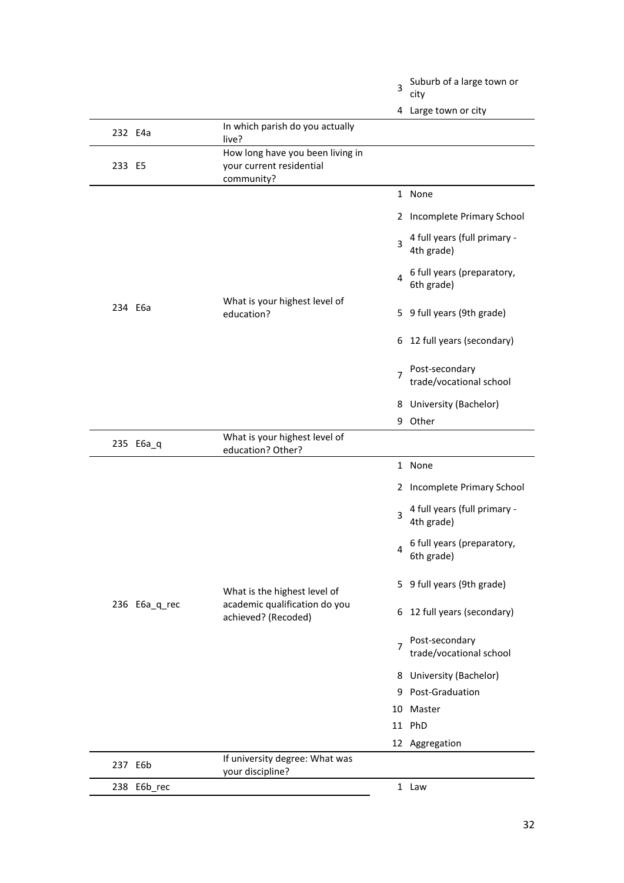| | | | |
|---|---|---|---|
| | | 3 | Suburb of a large town or city |
| | | 4 | Large town or city |
| 232 | E4a | In which parish do you actually live? | | |
| 233 | E5 | How long have you been living in your current residential community? | | |
| 234 | E6a | What is your highest level of education? | 1 | None |
| | | | 2 | Incomplete Primary School |
| | | | 3 | 4 full years (full primary - 4th grade) |
| | | | 4 | 6 full years (preparatory, 6th grade) |
| | | | 5 | 9 full years (9th grade) |
| | | | 6 | 12 full years (secondary) |
| | | | 7 | Post-secondary trade/vocational school |
| | | | 8 | University (Bachelor) |
| | | | 9 | Other |
| 235 | E6a_q | What is your highest level of education? Other? | | |
| 236 | E6a_q_rec | What is the highest level of academic qualification do you achieved? (Recoded) | 1 | None |
| | | | 2 | Incomplete Primary School |
| | | | 3 | 4 full years (full primary - 4th grade) |
| | | | 4 | 6 full years (preparatory, 6th grade) |
| | | | 5 | 9 full years (9th grade) |
| | | | 6 | 12 full years (secondary) |
| | | | 7 | Post-secondary trade/vocational school |
| | | | 8 | University (Bachelor) |
| | | | 9 | Post-Graduation |
| | | | 10 | Master |
| | | | 11 | PhD |
| | | | 12 | Aggregation |
| 237 | E6b | If university degree: What was your discipline? | | |
| 238 | E6b_rec | | 1 | Law |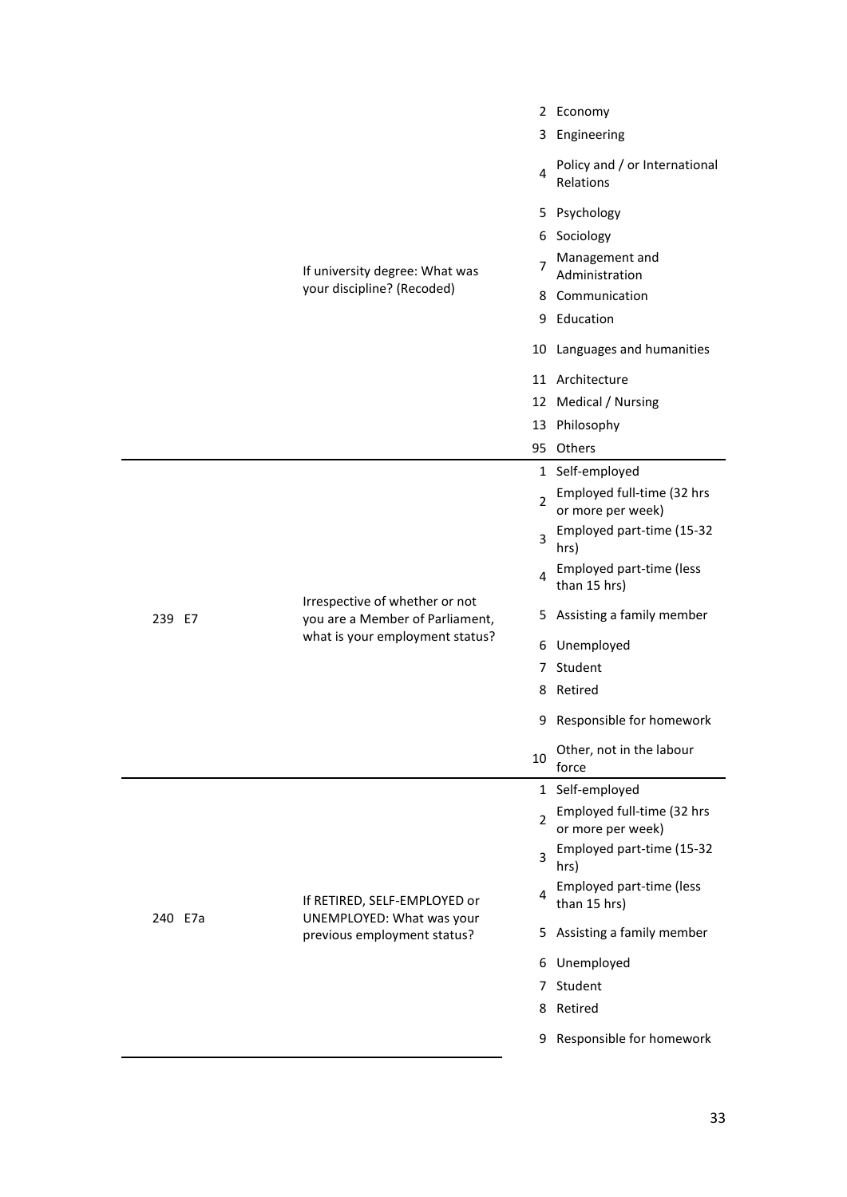| No. | Variable | Question | Code | Label |
|---|---|---|---|---|
| | | If university degree: What was your discipline? (Recoded) | 2 | Economy |
| | | | 3 | Engineering |
| | | | 4 | Policy and / or International Relations |
| | | | 5 | Psychology |
| | | | 6 | Sociology |
| | | | 7 | Management and Administration |
| | | | 8 | Communication |
| | | | 9 | Education |
| | | | 10 | Languages and humanities |
| | | | 11 | Architecture |
| | | | 12 | Medical / Nursing |
| | | | 13 | Philosophy |
| | | | 95 | Others |
| 239 | E7 | Irrespective of whether or not you are a Member of Parliament, what is your employment status? | 1 | Self-employed |
| | | | 2 | Employed full-time (32 hrs or more per week) |
| | | | 3 | Employed part-time (15-32 hrs) |
| | | | 4 | Employed part-time (less than 15 hrs) |
| | | | 5 | Assisting a family member |
| | | | 6 | Unemployed |
| | | | 7 | Student |
| | | | 8 | Retired |
| | | | 9 | Responsible for homework |
| | | | 10 | Other, not in the labour force |
| 240 | E7a | If RETIRED, SELF-EMPLOYED or UNEMPLOYED: What was your previous employment status? | 1 | Self-employed |
| | | | 2 | Employed full-time (32 hrs or more per week) |
| | | | 3 | Employed part-time (15-32 hrs) |
| | | | 4 | Employed part-time (less than 15 hrs) |
| | | | 5 | Assisting a family member |
| | | | 6 | Unemployed |
| | | | 7 | Student |
| | | | 8 | Retired |
| | | | 9 | Responsible for homework |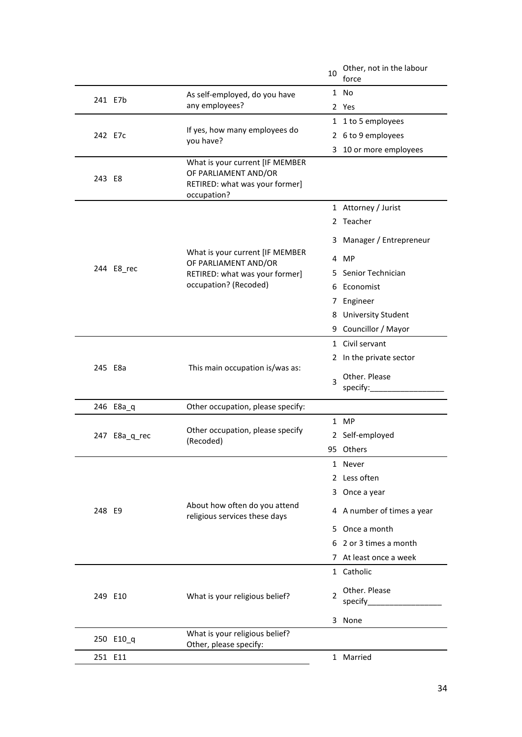| | | | | |
|---|---|---|---|---|
| | | | 10 | Other, not in the labour force |
| 241 | E7b | As self-employed, do you have any employees? | 1 | No |
| | | | 2 | Yes |
| 242 | E7c | If yes, how many employees do you have? | 1 | 1 to 5 employees |
| | | | 2 | 6 to 9 employees |
| | | | 3 | 10 or more employees |
| 243 | E8 | What is your current [IF MEMBER OF PARLIAMENT AND/OR RETIRED: what was your former] occupation? | | |
| 244 | E8_rec | What is your current [IF MEMBER OF PARLIAMENT AND/OR RETIRED: what was your former] occupation? (Recoded) | 1 | Attorney / Jurist |
| | | | 2 | Teacher |
| | | | 3 | Manager / Entrepreneur |
| | | | 4 | MP |
| | | | 5 | Senior Technician |
| | | | 6 | Economist |
| | | | 7 | Engineer |
| | | | 8 | University Student |
| | | | 9 | Councillor / Mayor |
| 245 | E8a | This main occupation is/was as: | 1 | Civil servant |
| | | | 2 | In the private sector |
| | | | 3 | Other. Please specify:_________________ |
| 246 | E8a_q | Other occupation, please specify: | | |
| 247 | E8a_q_rec | Other occupation, please specify (Recoded) | 1 | MP |
| | | | 2 | Self-employed |
| | | | 95 | Others |
| 248 | E9 | About how often do you attend religious services these days | 1 | Never |
| | | | 2 | Less often |
| | | | 3 | Once a year |
| | | | 4 | A number of times a year |
| | | | 5 | Once a month |
| | | | 6 | 2 or 3 times a month |
| | | | 7 | At least once a week |
| 249 | E10 | What is your religious belief? | 1 | Catholic |
| | | | 2 | Other. Please specify_________________ |
| | | | 3 | None |
| 250 | E10_q | What is your religious belief? Other, please specify: | | |
| 251 | E11 | | 1 | Married |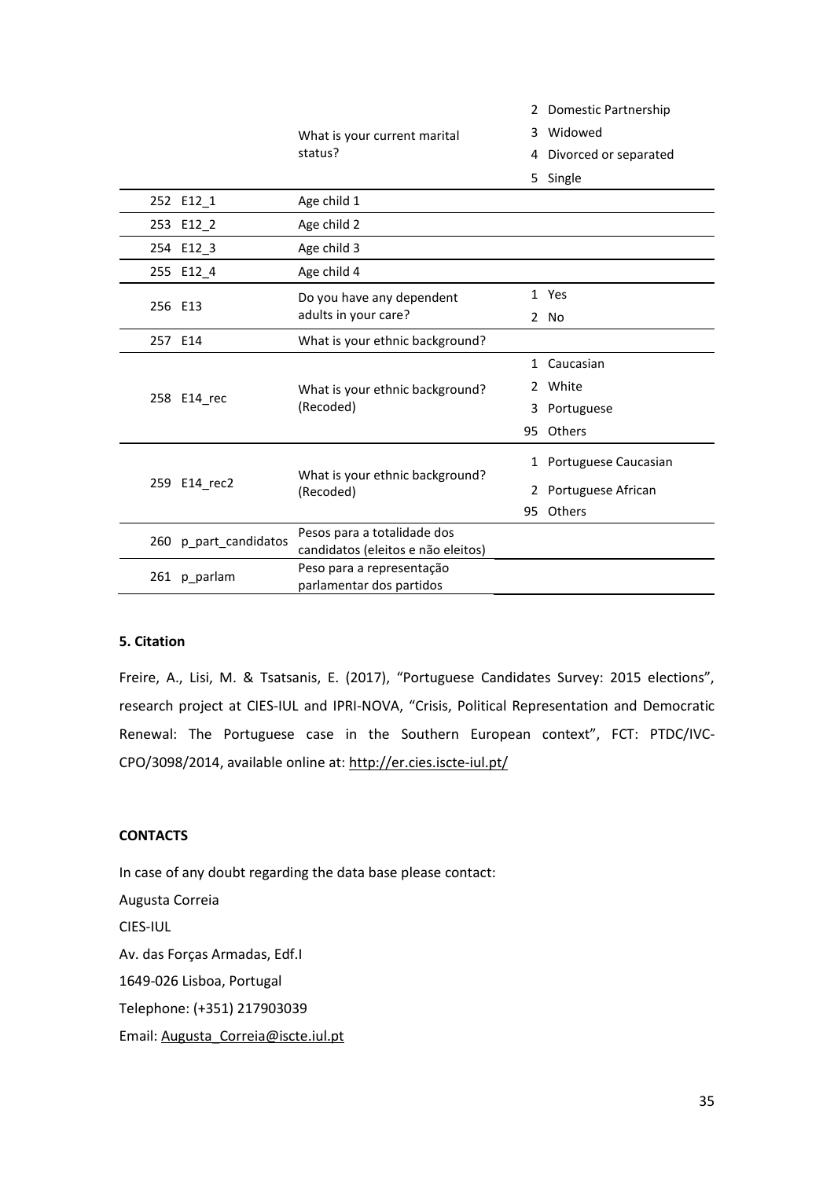| | | | |
|---|---|---|---|
| | | What is your current marital status? | 2 Domestic Partnership<br>3 Widowed<br>4 Divorced or separated<br>5 Single |
| 252 | E12_1 | Age child 1 | |
| 253 | E12_2 | Age child 2 | |
| 254 | E12_3 | Age child 3 | |
| 255 | E12_4 | Age child 4 | |
| 256 | E13 | Do you have any dependent adults in your care? | 1 Yes<br>2 No |
| 257 | E14 | What is your ethnic background? | |
| 258 | E14_rec | What is your ethnic background? (Recoded) | 1 Caucasian<br>2 White<br>3 Portuguese<br>95 Others |
| 259 | E14_rec2 | What is your ethnic background? (Recoded) | 1 Portuguese Caucasian<br>2 Portuguese African<br>95 Others |
| 260 | p_part_candidatos | Pesos para a totalidade dos candidatos (eleitos e não eleitos) | |
| 261 | p_parlam | Peso para a representação parlamentar dos partidos | |

### 5. Citation

Freire, A., Lisi, M. & Tsatsanis, E. (2017), "Portuguese Candidates Survey: 2015 elections", research project at CIES-IUL and IPRI-NOVA, "Crisis, Political Representation and Democratic Renewal: The Portuguese case in the Southern European context", FCT: PTDC/IVC-CPO/3098/2014, available online at: http://er.cies.iscte-iul.pt/

### CONTACTS

In case of any doubt regarding the data base please contact:

Augusta Correia

CIES-IUL

Av. das Forças Armadas, Edf.I

1649-026 Lisboa, Portugal

Telephone: (+351) 217903039

Email: Augusta_Correia@iscte.iul.pt